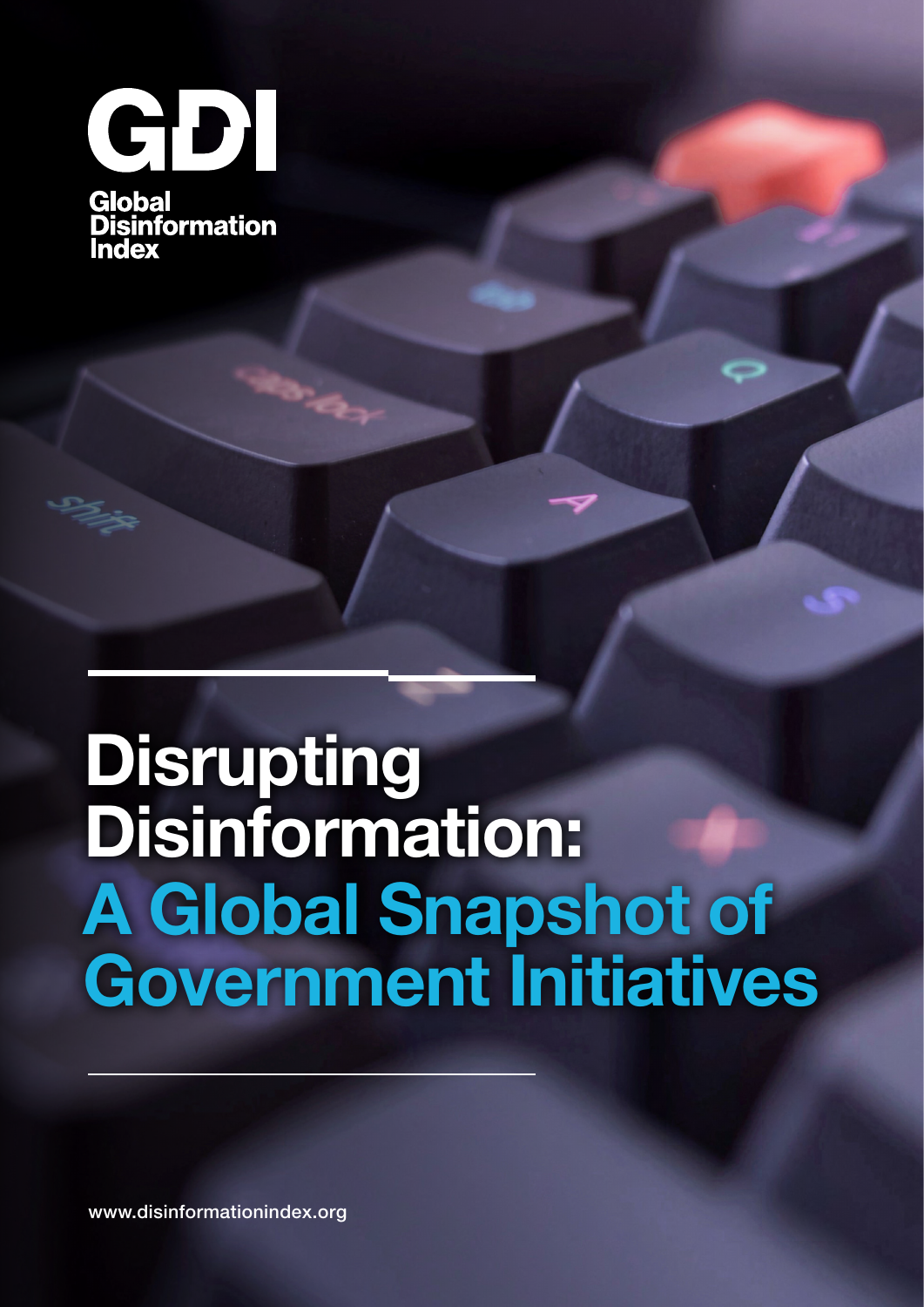GDI

Global Disinformation Index

# Disrupting Disinformation: A Global Snapshot of Government Initiatives

www.disinformationindex.org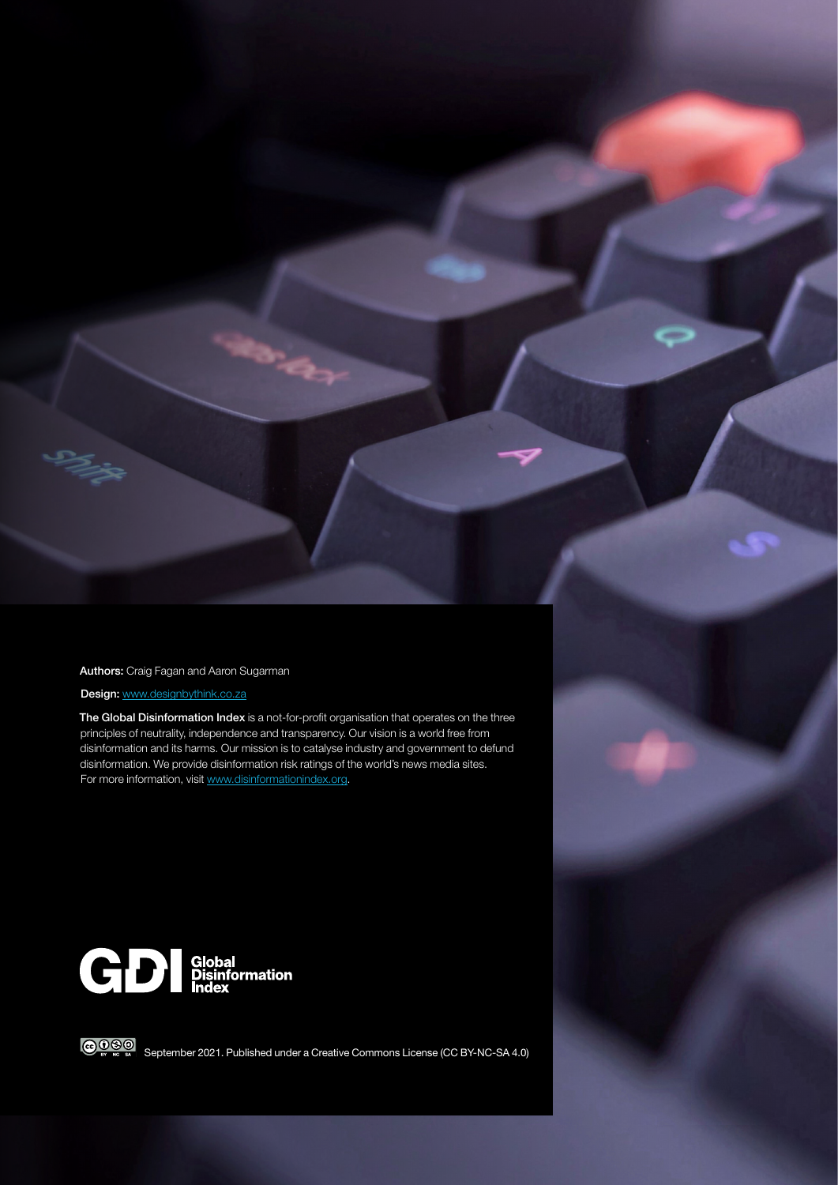**Authors:** Craig Fagan and Aaron Sugarman

**Design:** www.designbythink.co.za

**The Global Disinformation Index** is a not-for-profit organisation that operates on the three principles of neutrality, independence and transparency. Our vision is a world free from disinformation and its harms. Our mission is to catalyse industry and government to defund disinformation. We provide disinformation risk ratings of the world's news media sites. For more information, visit www.disinformationindex.org.

GDI Global Disinformation Index

September 2021. Published under a Creative Commons License (CC BY-NC-SA 4.0)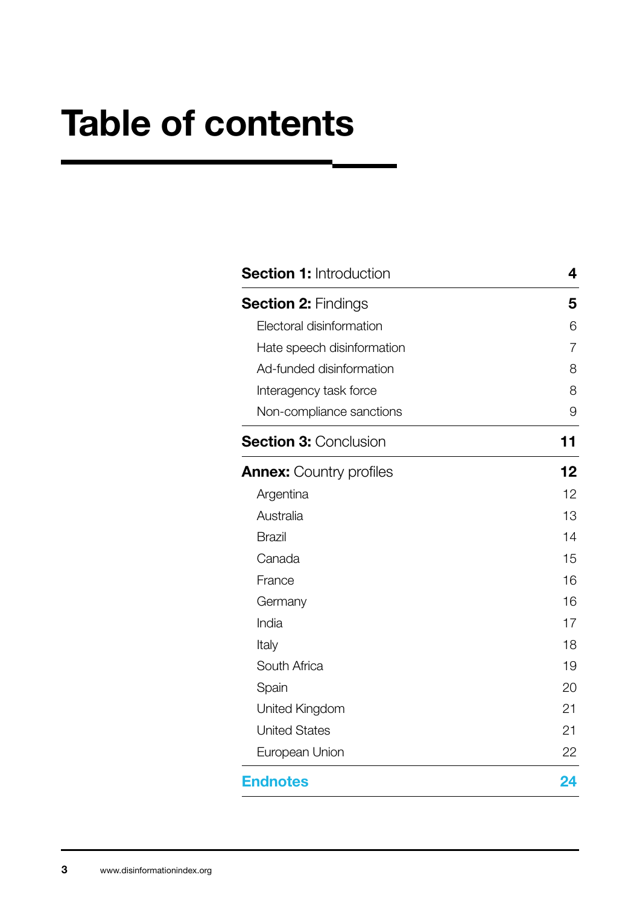# Table of contents

| | |
|---|---|
| **Section 1:** Introduction | **4** |
| **Section 2:** Findings | **5** |
| Electoral disinformation | 6 |
| Hate speech disinformation | 7 |
| Ad-funded disinformation | 8 |
| Interagency task force | 8 |
| Non-compliance sanctions | 9 |
| **Section 3:** Conclusion | **11** |
| **Annex:** Country profiles | **12** |
| Argentina | 12 |
| Australia | 13 |
| Brazil | 14 |
| Canada | 15 |
| France | 16 |
| Germany | 16 |
| India | 17 |
| Italy | 18 |
| South Africa | 19 |
| Spain | 20 |
| United Kingdom | 21 |
| United States | 21 |
| European Union | 22 |
| **Endnotes** | **24** |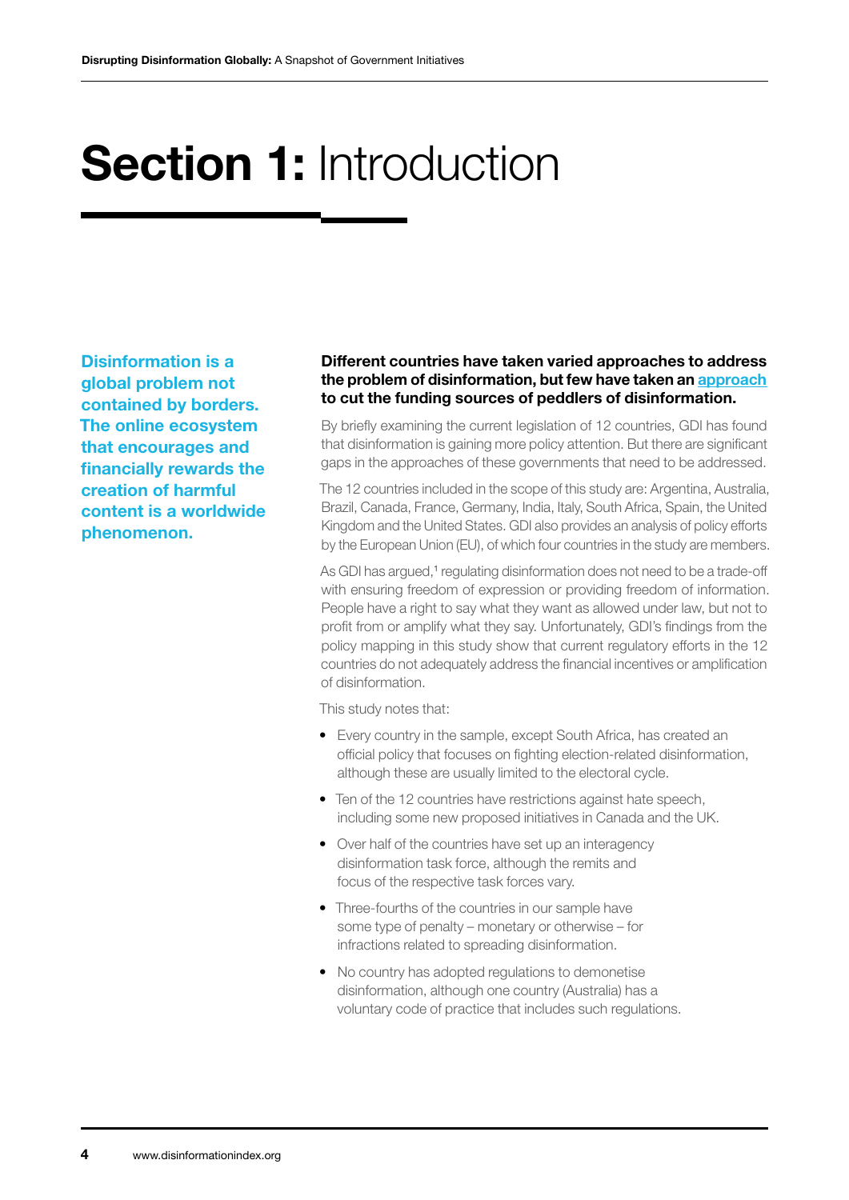# Section 1: Introduction

**Disinformation is a global problem not contained by borders. The online ecosystem that encourages and financially rewards the creation of harmful content is a worldwide phenomenon.**

**Different countries have taken varied approaches to address the problem of disinformation, but few have taken an approach to cut the funding sources of peddlers of disinformation.**

By briefly examining the current legislation of 12 countries, GDI has found that disinformation is gaining more policy attention. But there are significant gaps in the approaches of these governments that need to be addressed.

The 12 countries included in the scope of this study are: Argentina, Australia, Brazil, Canada, France, Germany, India, Italy, South Africa, Spain, the United Kingdom and the United States. GDI also provides an analysis of policy efforts by the European Union (EU), of which four countries in the study are members.

As GDI has argued,[1] regulating disinformation does not need to be a trade-off with ensuring freedom of expression or providing freedom of information. People have a right to say what they want as allowed under law, but not to profit from or amplify what they say. Unfortunately, GDI's findings from the policy mapping in this study show that current regulatory efforts in the 12 countries do not adequately address the financial incentives or amplification of disinformation.

This study notes that:

- Every country in the sample, except South Africa, has created an official policy that focuses on fighting election-related disinformation, although these are usually limited to the electoral cycle.
- Ten of the 12 countries have restrictions against hate speech, including some new proposed initiatives in Canada and the UK.
- Over half of the countries have set up an interagency disinformation task force, although the remits and focus of the respective task forces vary.
- Three-fourths of the countries in our sample have some type of penalty – monetary or otherwise – for infractions related to spreading disinformation.
- No country has adopted regulations to demonetise disinformation, although one country (Australia) has a voluntary code of practice that includes such regulations.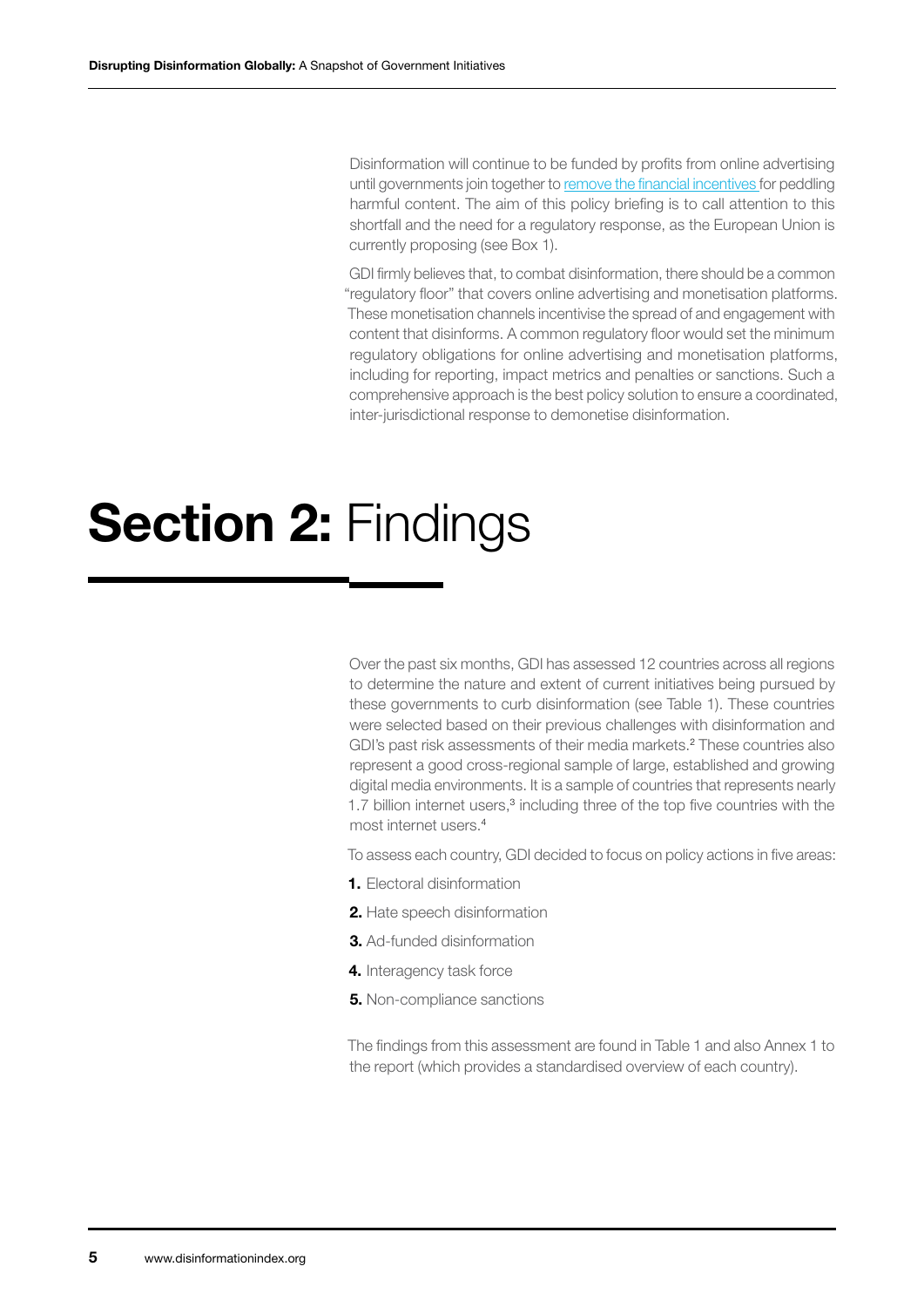Disinformation will continue to be funded by profits from online advertising until governments join together to remove the financial incentives for peddling harmful content. The aim of this policy briefing is to call attention to this shortfall and the need for a regulatory response, as the European Union is currently proposing (see Box 1).

GDI firmly believes that, to combat disinformation, there should be a common "regulatory floor" that covers online advertising and monetisation platforms. These monetisation channels incentivise the spread of and engagement with content that disinforms. A common regulatory floor would set the minimum regulatory obligations for online advertising and monetisation platforms, including for reporting, impact metrics and penalties or sanctions. Such a comprehensive approach is the best policy solution to ensure a coordinated, inter-jurisdictional response to demonetise disinformation.

# **Section 2:** Findings

Over the past six months, GDI has assessed 12 countries across all regions to determine the nature and extent of current initiatives being pursued by these governments to curb disinformation (see Table 1). These countries were selected based on their previous challenges with disinformation and GDI's past risk assessments of their media markets.[2] These countries also represent a good cross-regional sample of large, established and growing digital media environments. It is a sample of countries that represents nearly 1.7 billion internet users,[3] including three of the top five countries with the most internet users.[4]

To assess each country, GDI decided to focus on policy actions in five areas:

1. Electoral disinformation
2. Hate speech disinformation
3. Ad-funded disinformation
4. Interagency task force
5. Non-compliance sanctions

The findings from this assessment are found in Table 1 and also Annex 1 to the report (which provides a standardised overview of each country).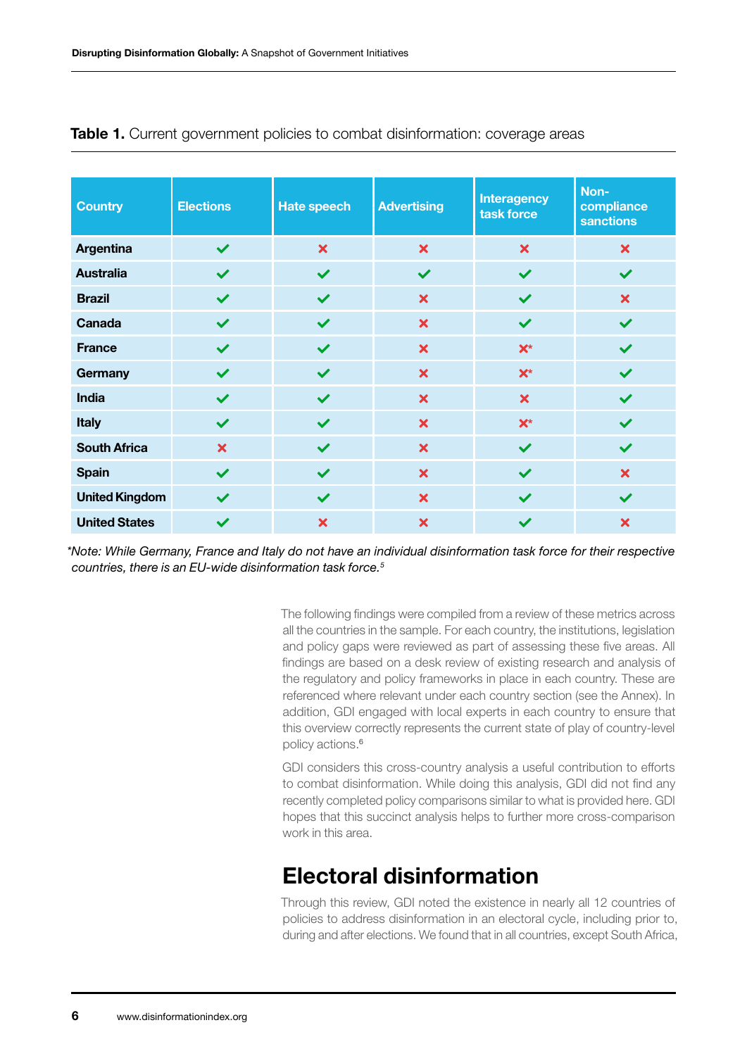**Table 1.** Current government policies to combat disinformation: coverage areas

| Country | Elections | Hate speech | Advertising | Interagency task force | Non-compliance sanctions |
|---|---|---|---|---|---|
| Argentina | ✓ | ✗ | ✗ | ✗ | ✗ |
| Australia | ✓ | ✓ | ✓ | ✓ | ✓ |
| Brazil | ✓ | ✓ | ✗ | ✓ | ✗ |
| Canada | ✓ | ✓ | ✗ | ✓ | ✓ |
| France | ✓ | ✓ | ✗ | ✗* | ✓ |
| Germany | ✓ | ✓ | ✗ | ✗* | ✓ |
| India | ✓ | ✓ | ✗ | ✗ | ✓ |
| Italy | ✓ | ✓ | ✗ | ✗* | ✓ |
| South Africa | ✗ | ✓ | ✗ | ✓ | ✓ |
| Spain | ✓ | ✓ | ✗ | ✓ | ✗ |
| United Kingdom | ✓ | ✓ | ✗ | ✓ | ✓ |
| United States | ✓ | ✗ | ✗ | ✓ | ✗ |

*\*Note: While Germany, France and Italy do not have an individual disinformation task force for their respective countries, there is an EU-wide disinformation task force.[5]*

The following findings were compiled from a review of these metrics across all the countries in the sample. For each country, the institutions, legislation and policy gaps were reviewed as part of assessing these five areas. All findings are based on a desk review of existing research and analysis of the regulatory and policy frameworks in place in each country. These are referenced where relevant under each country section (see the Annex). In addition, GDI engaged with local experts in each country to ensure that this overview correctly represents the current state of play of country-level policy actions.[6]

GDI considers this cross-country analysis a useful contribution to efforts to combat disinformation. While doing this analysis, GDI did not find any recently completed policy comparisons similar to what is provided here. GDI hopes that this succinct analysis helps to further more cross-comparison work in this area.

# Electoral disinformation

Through this review, GDI noted the existence in nearly all 12 countries of policies to address disinformation in an electoral cycle, including prior to, during and after elections. We found that in all countries, except South Africa,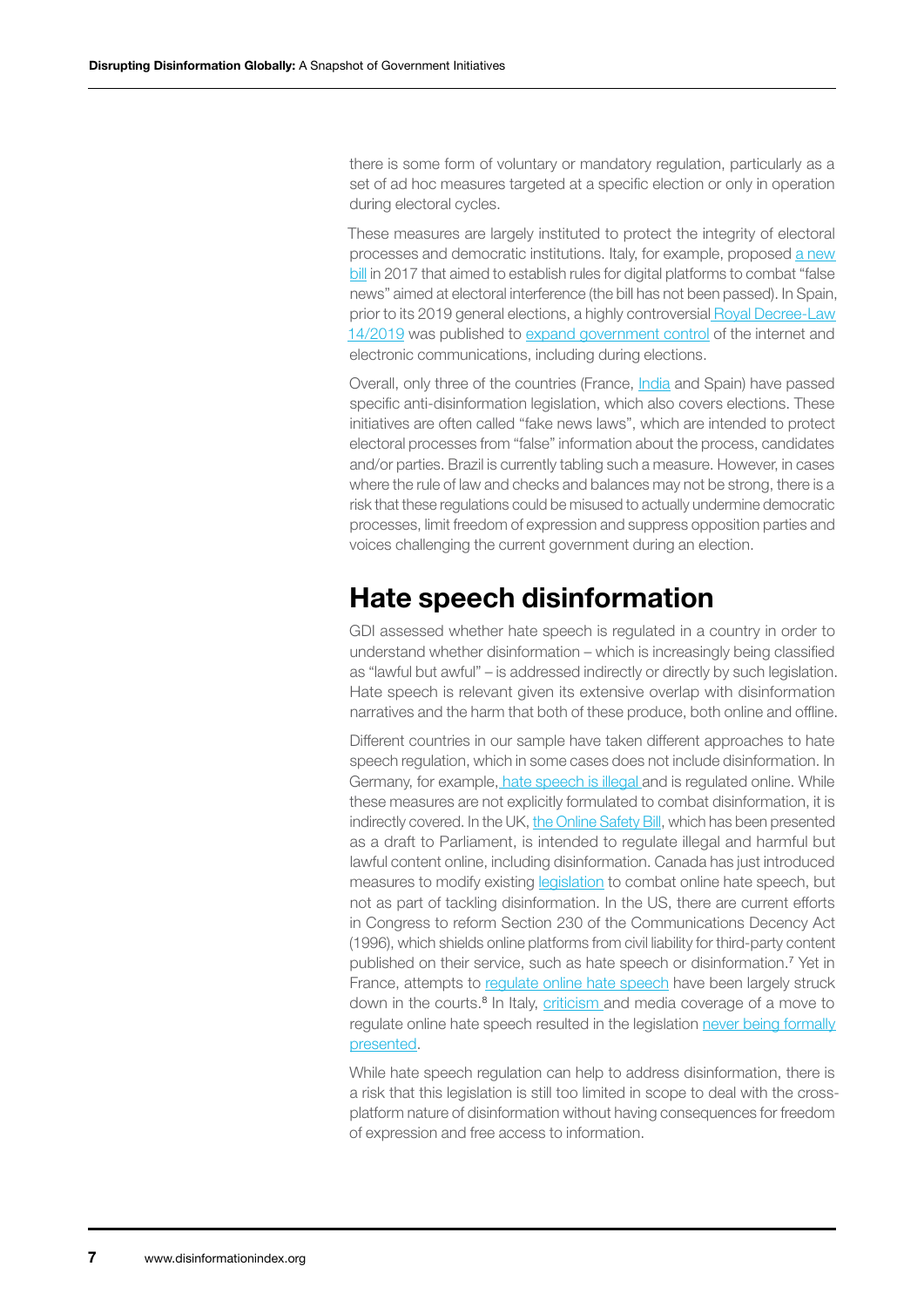there is some form of voluntary or mandatory regulation, particularly as a set of ad hoc measures targeted at a specific election or only in operation during electoral cycles.

These measures are largely instituted to protect the integrity of electoral processes and democratic institutions. Italy, for example, proposed a new bill in 2017 that aimed to establish rules for digital platforms to combat "false news" aimed at electoral interference (the bill has not been passed). In Spain, prior to its 2019 general elections, a highly controversial Royal Decree-Law 14/2019 was published to expand government control of the internet and electronic communications, including during elections.

Overall, only three of the countries (France, India and Spain) have passed specific anti-disinformation legislation, which also covers elections. These initiatives are often called "fake news laws", which are intended to protect electoral processes from "false" information about the process, candidates and/or parties. Brazil is currently tabling such a measure. However, in cases where the rule of law and checks and balances may not be strong, there is a risk that these regulations could be misused to actually undermine democratic processes, limit freedom of expression and suppress opposition parties and voices challenging the current government during an election.

## Hate speech disinformation

GDI assessed whether hate speech is regulated in a country in order to understand whether disinformation – which is increasingly being classified as "lawful but awful" – is addressed indirectly or directly by such legislation. Hate speech is relevant given its extensive overlap with disinformation narratives and the harm that both of these produce, both online and offline.

Different countries in our sample have taken different approaches to hate speech regulation, which in some cases does not include disinformation. In Germany, for example, hate speech is illegal and is regulated online. While these measures are not explicitly formulated to combat disinformation, it is indirectly covered. In the UK, the Online Safety Bill, which has been presented as a draft to Parliament, is intended to regulate illegal and harmful but lawful content online, including disinformation. Canada has just introduced measures to modify existing legislation to combat online hate speech, but not as part of tackling disinformation. In the US, there are current efforts in Congress to reform Section 230 of the Communications Decency Act (1996), which shields online platforms from civil liability for third-party content published on their service, such as hate speech or disinformation.[7] Yet in France, attempts to regulate online hate speech have been largely struck down in the courts.[8] In Italy, criticism and media coverage of a move to regulate online hate speech resulted in the legislation never being formally presented.

While hate speech regulation can help to address disinformation, there is a risk that this legislation is still too limited in scope to deal with the cross-platform nature of disinformation without having consequences for freedom of expression and free access to information.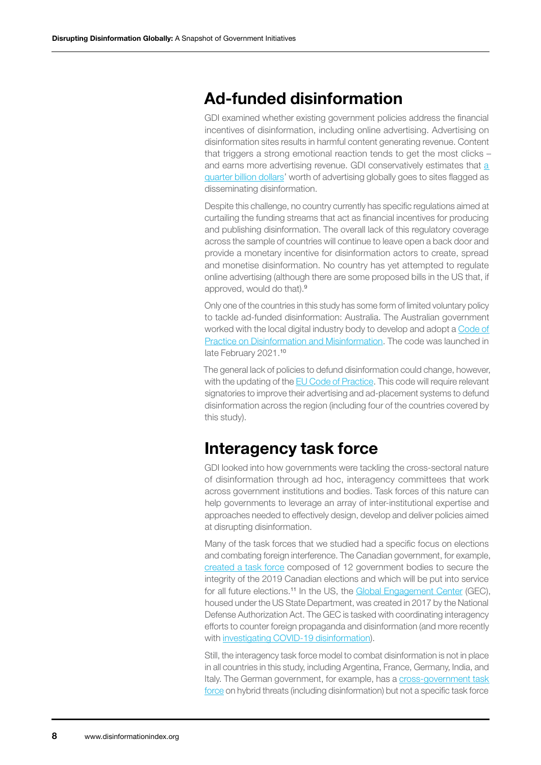## Ad-funded disinformation

GDI examined whether existing government policies address the financial incentives of disinformation, including online advertising. Advertising on disinformation sites results in harmful content generating revenue. Content that triggers a strong emotional reaction tends to get the most clicks – and earns more advertising revenue. GDI conservatively estimates that a quarter billion dollars' worth of advertising globally goes to sites flagged as disseminating disinformation.

Despite this challenge, no country currently has specific regulations aimed at curtailing the funding streams that act as financial incentives for producing and publishing disinformation. The overall lack of this regulatory coverage across the sample of countries will continue to leave open a back door and provide a monetary incentive for disinformation actors to create, spread and monetise disinformation. No country has yet attempted to regulate online advertising (although there are some proposed bills in the US that, if approved, would do that).[9]

Only one of the countries in this study has some form of limited voluntary policy to tackle ad-funded disinformation: Australia. The Australian government worked with the local digital industry body to develop and adopt a Code of Practice on Disinformation and Misinformation. The code was launched in late February 2021.[10]

The general lack of policies to defund disinformation could change, however, with the updating of the EU Code of Practice. This code will require relevant signatories to improve their advertising and ad-placement systems to defund disinformation across the region (including four of the countries covered by this study).

## Interagency task force

GDI looked into how governments were tackling the cross-sectoral nature of disinformation through ad hoc, interagency committees that work across government institutions and bodies. Task forces of this nature can help governments to leverage an array of inter-institutional expertise and approaches needed to effectively design, develop and deliver policies aimed at disrupting disinformation.

Many of the task forces that we studied had a specific focus on elections and combating foreign interference. The Canadian government, for example, created a task force composed of 12 government bodies to secure the integrity of the 2019 Canadian elections and which will be put into service for all future elections.[11] In the US, the Global Engagement Center (GEC), housed under the US State Department, was created in 2017 by the National Defense Authorization Act. The GEC is tasked with coordinating interagency efforts to counter foreign propaganda and disinformation (and more recently with investigating COVID-19 disinformation).

Still, the interagency task force model to combat disinformation is not in place in all countries in this study, including Argentina, France, Germany, India, and Italy. The German government, for example, has a cross-government task force on hybrid threats (including disinformation) but not a specific task force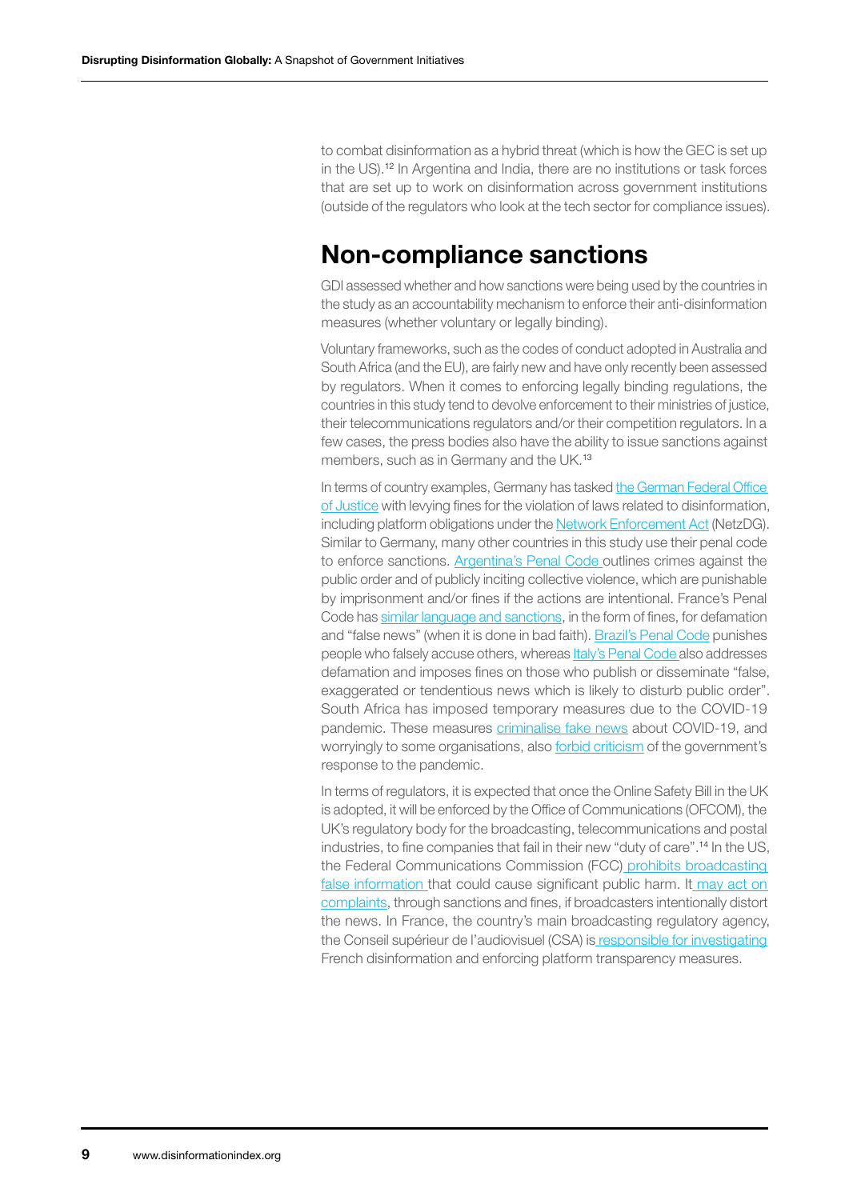to combat disinformation as a hybrid threat (which is how the GEC is set up in the US).[12] In Argentina and India, there are no institutions or task forces that are set up to work on disinformation across government institutions (outside of the regulators who look at the tech sector for compliance issues).

## Non-compliance sanctions

GDI assessed whether and how sanctions were being used by the countries in the study as an accountability mechanism to enforce their anti-disinformation measures (whether voluntary or legally binding).

Voluntary frameworks, such as the codes of conduct adopted in Australia and South Africa (and the EU), are fairly new and have only recently been assessed by regulators. When it comes to enforcing legally binding regulations, the countries in this study tend to devolve enforcement to their ministries of justice, their telecommunications regulators and/or their competition regulators. In a few cases, the press bodies also have the ability to issue sanctions against members, such as in Germany and the UK.[13]

In terms of country examples, Germany has tasked the German Federal Office of Justice with levying fines for the violation of laws related to disinformation, including platform obligations under the Network Enforcement Act (NetzDG). Similar to Germany, many other countries in this study use their penal code to enforce sanctions. Argentina's Penal Code outlines crimes against the public order and of publicly inciting collective violence, which are punishable by imprisonment and/or fines if the actions are intentional. France's Penal Code has similar language and sanctions, in the form of fines, for defamation and "false news" (when it is done in bad faith). Brazil's Penal Code punishes people who falsely accuse others, whereas Italy's Penal Code also addresses defamation and imposes fines on those who publish or disseminate "false, exaggerated or tendentious news which is likely to disturb public order". South Africa has imposed temporary measures due to the COVID-19 pandemic. These measures criminalise fake news about COVID-19, and worryingly to some organisations, also forbid criticism of the government's response to the pandemic.

In terms of regulators, it is expected that once the Online Safety Bill in the UK is adopted, it will be enforced by the Office of Communications (OFCOM), the UK's regulatory body for the broadcasting, telecommunications and postal industries, to fine companies that fail in their new "duty of care".[14] In the US, the Federal Communications Commission (FCC) prohibits broadcasting false information that could cause significant public harm. It may act on complaints, through sanctions and fines, if broadcasters intentionally distort the news. In France, the country's main broadcasting regulatory agency, the Conseil supérieur de l'audiovisuel (CSA) is responsible for investigating French disinformation and enforcing platform transparency measures.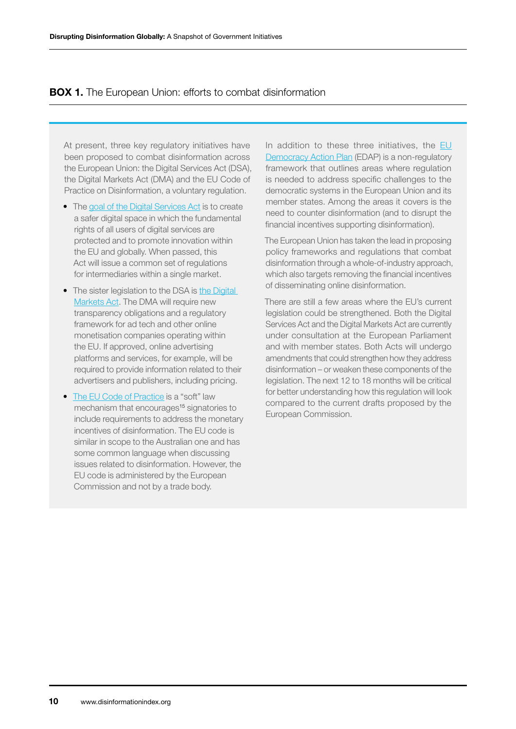## **BOX 1.** The European Union: efforts to combat disinformation

At present, three key regulatory initiatives have been proposed to combat disinformation across the European Union: the Digital Services Act (DSA), the Digital Markets Act (DMA) and the EU Code of Practice on Disinformation, a voluntary regulation.

- The goal of the Digital Services Act is to create a safer digital space in which the fundamental rights of all users of digital services are protected and to promote innovation within the EU and globally. When passed, this Act will issue a common set of regulations for intermediaries within a single market.
- The sister legislation to the DSA is the Digital Markets Act. The DMA will require new transparency obligations and a regulatory framework for ad tech and other online monetisation companies operating within the EU. If approved, online advertising platforms and services, for example, will be required to provide information related to their advertisers and publishers, including pricing.
- The EU Code of Practice is a "soft" law mechanism that encourages[15] signatories to include requirements to address the monetary incentives of disinformation. The EU code is similar in scope to the Australian one and has some common language when discussing issues related to disinformation. However, the EU code is administered by the European Commission and not by a trade body.

In addition to these three initiatives, the EU Democracy Action Plan (EDAP) is a non-regulatory framework that outlines areas where regulation is needed to address specific challenges to the democratic systems in the European Union and its member states. Among the areas it covers is the need to counter disinformation (and to disrupt the financial incentives supporting disinformation).

The European Union has taken the lead in proposing policy frameworks and regulations that combat disinformation through a whole-of-industry approach, which also targets removing the financial incentives of disseminating online disinformation.

There are still a few areas where the EU's current legislation could be strengthened. Both the Digital Services Act and the Digital Markets Act are currently under consultation at the European Parliament and with member states. Both Acts will undergo amendments that could strengthen how they address disinformation – or weaken these components of the legislation. The next 12 to 18 months will be critical for better understanding how this regulation will look compared to the current drafts proposed by the European Commission.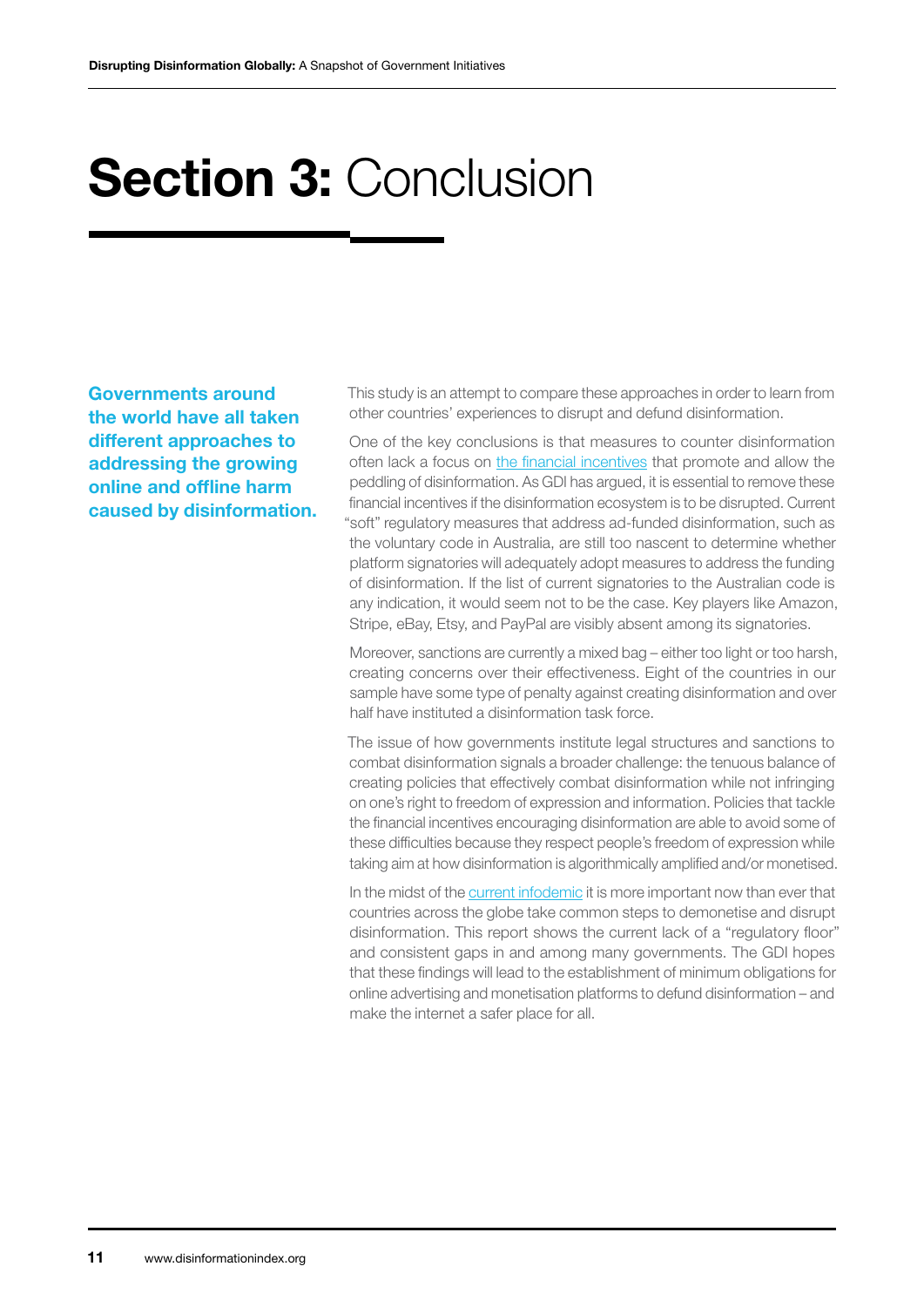# **Section 3:** Conclusion

**Governments around the world have all taken different approaches to addressing the growing online and offline harm caused by disinformation.**

This study is an attempt to compare these approaches in order to learn from other countries' experiences to disrupt and defund disinformation.

One of the key conclusions is that measures to counter disinformation often lack a focus on the financial incentives that promote and allow the peddling of disinformation. As GDI has argued, it is essential to remove these financial incentives if the disinformation ecosystem is to be disrupted. Current "soft" regulatory measures that address ad-funded disinformation, such as the voluntary code in Australia, are still too nascent to determine whether platform signatories will adequately adopt measures to address the funding of disinformation. If the list of current signatories to the Australian code is any indication, it would seem not to be the case. Key players like Amazon, Stripe, eBay, Etsy, and PayPal are visibly absent among its signatories.

Moreover, sanctions are currently a mixed bag – either too light or too harsh, creating concerns over their effectiveness. Eight of the countries in our sample have some type of penalty against creating disinformation and over half have instituted a disinformation task force.

The issue of how governments institute legal structures and sanctions to combat disinformation signals a broader challenge: the tenuous balance of creating policies that effectively combat disinformation while not infringing on one's right to freedom of expression and information. Policies that tackle the financial incentives encouraging disinformation are able to avoid some of these difficulties because they respect people's freedom of expression while taking aim at how disinformation is algorithmically amplified and/or monetised.

In the midst of the current infodemic it is more important now than ever that countries across the globe take common steps to demonetise and disrupt disinformation. This report shows the current lack of a "regulatory floor" and consistent gaps in and among many governments. The GDI hopes that these findings will lead to the establishment of minimum obligations for online advertising and monetisation platforms to defund disinformation – and make the internet a safer place for all.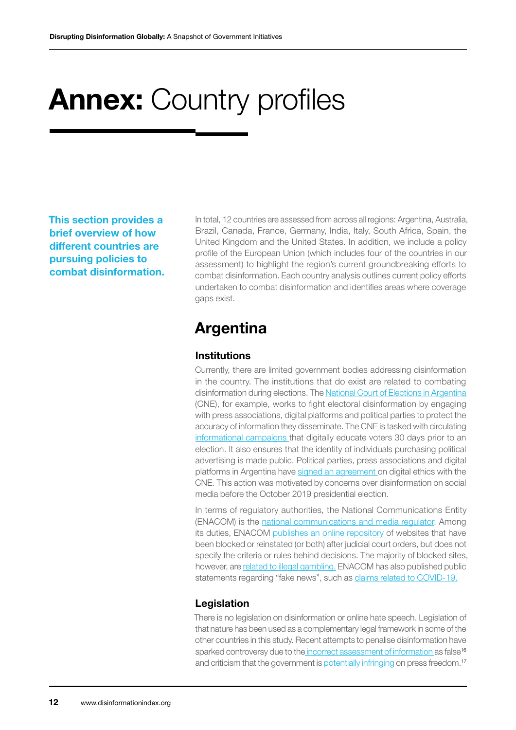# **Annex:** Country profiles

**This section provides a brief overview of how different countries are pursuing policies to combat disinformation.**

In total, 12 countries are assessed from across all regions: Argentina, Australia, Brazil, Canada, France, Germany, India, Italy, South Africa, Spain, the United Kingdom and the United States. In addition, we include a policy profile of the European Union (which includes four of the countries in our assessment) to highlight the region's current groundbreaking efforts to combat disinformation. Each country analysis outlines current policy efforts undertaken to combat disinformation and identifies areas where coverage gaps exist.

## Argentina

### Institutions

Currently, there are limited government bodies addressing disinformation in the country. The institutions that do exist are related to combating disinformation during elections. The National Court of Elections in Argentina (CNE), for example, works to fight electoral disinformation by engaging with press associations, digital platforms and political parties to protect the accuracy of information they disseminate. The CNE is tasked with circulating informational campaigns that digitally educate voters 30 days prior to an election. It also ensures that the identity of individuals purchasing political advertising is made public. Political parties, press associations and digital platforms in Argentina have signed an agreement on digital ethics with the CNE. This action was motivated by concerns over disinformation on social media before the October 2019 presidential election.

In terms of regulatory authorities, the National Communications Entity (ENACOM) is the national communications and media regulator. Among its duties, ENACOM publishes an online repository of websites that have been blocked or reinstated (or both) after judicial court orders, but does not specify the criteria or rules behind decisions. The majority of blocked sites, however, are related to illegal gambling. ENACOM has also published public statements regarding "fake news", such as claims related to COVID-19.

### Legislation

There is no legislation on disinformation or online hate speech. Legislation of that nature has been used as a complementary legal framework in some of the other countries in this study. Recent attempts to penalise disinformation have sparked controversy due to the incorrect assessment of information as false[16] and criticism that the government is potentially infringing on press freedom.[17]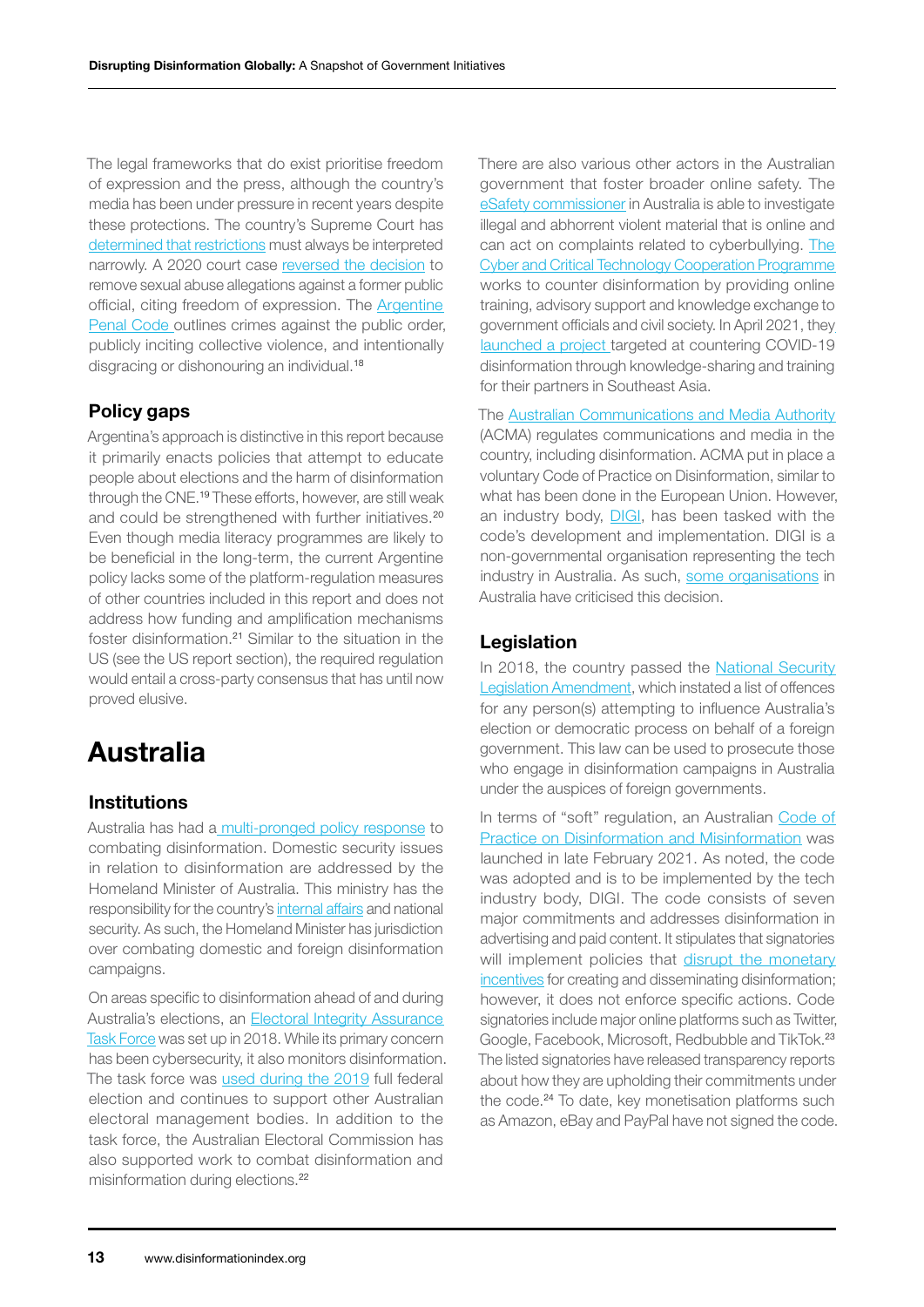The legal frameworks that do exist prioritise freedom of expression and the press, although the country's media has been under pressure in recent years despite these protections. The country's Supreme Court has determined that restrictions must always be interpreted narrowly. A 2020 court case reversed the decision to remove sexual abuse allegations against a former public official, citing freedom of expression. The Argentine Penal Code outlines crimes against the public order, publicly inciting collective violence, and intentionally disgracing or dishonouring an individual.[18]

### Policy gaps

Argentina's approach is distinctive in this report because it primarily enacts policies that attempt to educate people about elections and the harm of disinformation through the CNE.[19] These efforts, however, are still weak and could be strengthened with further initiatives.[20] Even though media literacy programmes are likely to be beneficial in the long-term, the current Argentine policy lacks some of the platform-regulation measures of other countries included in this report and does not address how funding and amplification mechanisms foster disinformation.[21] Similar to the situation in the US (see the US report section), the required regulation would entail a cross-party consensus that has until now proved elusive.

## Australia

### Institutions

Australia has had a multi-pronged policy response to combating disinformation. Domestic security issues in relation to disinformation are addressed by the Homeland Minister of Australia. This ministry has the responsibility for the country's internal affairs and national security. As such, the Homeland Minister has jurisdiction over combating domestic and foreign disinformation campaigns.

On areas specific to disinformation ahead of and during Australia's elections, an Electoral Integrity Assurance Task Force was set up in 2018. While its primary concern has been cybersecurity, it also monitors disinformation. The task force was used during the 2019 full federal election and continues to support other Australian electoral management bodies. In addition to the task force, the Australian Electoral Commission has also supported work to combat disinformation and misinformation during elections.[22]

There are also various other actors in the Australian government that foster broader online safety. The eSafety commissioner in Australia is able to investigate illegal and abhorrent violent material that is online and can act on complaints related to cyberbullying. The Cyber and Critical Technology Cooperation Programme works to counter disinformation by providing online training, advisory support and knowledge exchange to government officials and civil society. In April 2021, they launched a project targeted at countering COVID-19 disinformation through knowledge-sharing and training for their partners in Southeast Asia.

The Australian Communications and Media Authority (ACMA) regulates communications and media in the country, including disinformation. ACMA put in place a voluntary Code of Practice on Disinformation, similar to what has been done in the European Union. However, an industry body, DIGI, has been tasked with the code's development and implementation. DIGI is a non-governmental organisation representing the tech industry in Australia. As such, some organisations in Australia have criticised this decision.

### Legislation

In 2018, the country passed the National Security Legislation Amendment, which instated a list of offences for any person(s) attempting to influence Australia's election or democratic process on behalf of a foreign government. This law can be used to prosecute those who engage in disinformation campaigns in Australia under the auspices of foreign governments.

In terms of "soft" regulation, an Australian Code of Practice on Disinformation and Misinformation was launched in late February 2021. As noted, the code was adopted and is to be implemented by the tech industry body, DIGI. The code consists of seven major commitments and addresses disinformation in advertising and paid content. It stipulates that signatories will implement policies that disrupt the monetary incentives for creating and disseminating disinformation; however, it does not enforce specific actions. Code signatories include major online platforms such as Twitter, Google, Facebook, Microsoft, Redbubble and TikTok.[23] The listed signatories have released transparency reports about how they are upholding their commitments under the code.[24] To date, key monetisation platforms such as Amazon, eBay and PayPal have not signed the code.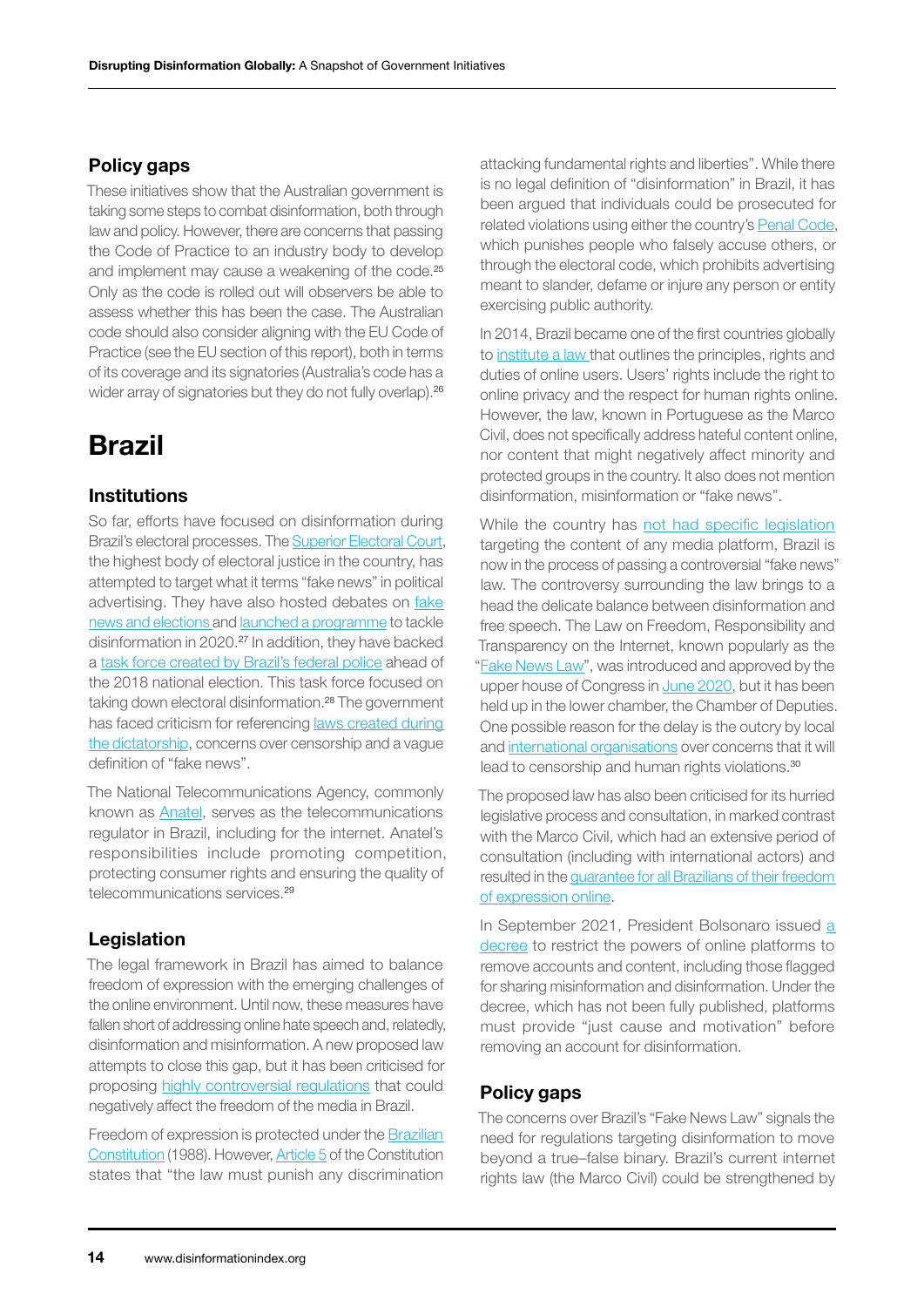## Policy gaps

These initiatives show that the Australian government is taking some steps to combat disinformation, both through law and policy. However, there are concerns that passing the Code of Practice to an industry body to develop and implement may cause a weakening of the code.[25] Only as the code is rolled out will observers be able to assess whether this has been the case. The Australian code should also consider aligning with the EU Code of Practice (see the EU section of this report), both in terms of its coverage and its signatories (Australia's code has a wider array of signatories but they do not fully overlap).[26]

# Brazil

## Institutions

So far, efforts have focused on disinformation during Brazil's electoral processes. The Superior Electoral Court, the highest body of electoral justice in the country, has attempted to target what it terms "fake news" in political advertising. They have also hosted debates on fake news and elections and launched a programme to tackle disinformation in 2020.[27] In addition, they have backed a task force created by Brazil's federal police ahead of the 2018 national election. This task force focused on taking down electoral disinformation.[28] The government has faced criticism for referencing laws created during the dictatorship, concerns over censorship and a vague definition of "fake news".

The National Telecommunications Agency, commonly known as Anatel, serves as the telecommunications regulator in Brazil, including for the internet. Anatel's responsibilities include promoting competition, protecting consumer rights and ensuring the quality of telecommunications services.[29]

## Legislation

The legal framework in Brazil has aimed to balance freedom of expression with the emerging challenges of the online environment. Until now, these measures have fallen short of addressing online hate speech and, relatedly, disinformation and misinformation. A new proposed law attempts to close this gap, but it has been criticised for proposing highly controversial regulations that could negatively affect the freedom of the media in Brazil.

Freedom of expression is protected under the Brazilian Constitution (1988). However, Article 5 of the Constitution states that "the law must punish any discrimination attacking fundamental rights and liberties". While there is no legal definition of "disinformation" in Brazil, it has been argued that individuals could be prosecuted for related violations using either the country's Penal Code, which punishes people who falsely accuse others, or through the electoral code, which prohibits advertising meant to slander, defame or injure any person or entity exercising public authority.

In 2014, Brazil became one of the first countries globally to institute a law that outlines the principles, rights and duties of online users. Users' rights include the right to online privacy and the respect for human rights online. However, the law, known in Portuguese as the Marco Civil, does not specifically address hateful content online, nor content that might negatively affect minority and protected groups in the country. It also does not mention disinformation, misinformation or "fake news".

While the country has not had specific legislation targeting the content of any media platform, Brazil is now in the process of passing a controversial "fake news" law. The controversy surrounding the law brings to a head the delicate balance between disinformation and free speech. The Law on Freedom, Responsibility and Transparency on the Internet, known popularly as the "Fake News Law", was introduced and approved by the upper house of Congress in June 2020, but it has been held up in the lower chamber, the Chamber of Deputies. One possible reason for the delay is the outcry by local and international organisations over concerns that it will lead to censorship and human rights violations.[30]

The proposed law has also been criticised for its hurried legislative process and consultation, in marked contrast with the Marco Civil, which had an extensive period of consultation (including with international actors) and resulted in the guarantee for all Brazilians of their freedom of expression online.

In September 2021, President Bolsonaro issued a decree to restrict the powers of online platforms to remove accounts and content, including those flagged for sharing misinformation and disinformation. Under the decree, which has not been fully published, platforms must provide "just cause and motivation" before removing an account for disinformation.

## Policy gaps

The concerns over Brazil's "Fake News Law" signals the need for regulations targeting disinformation to move beyond a true–false binary. Brazil's current internet rights law (the Marco Civil) could be strengthened by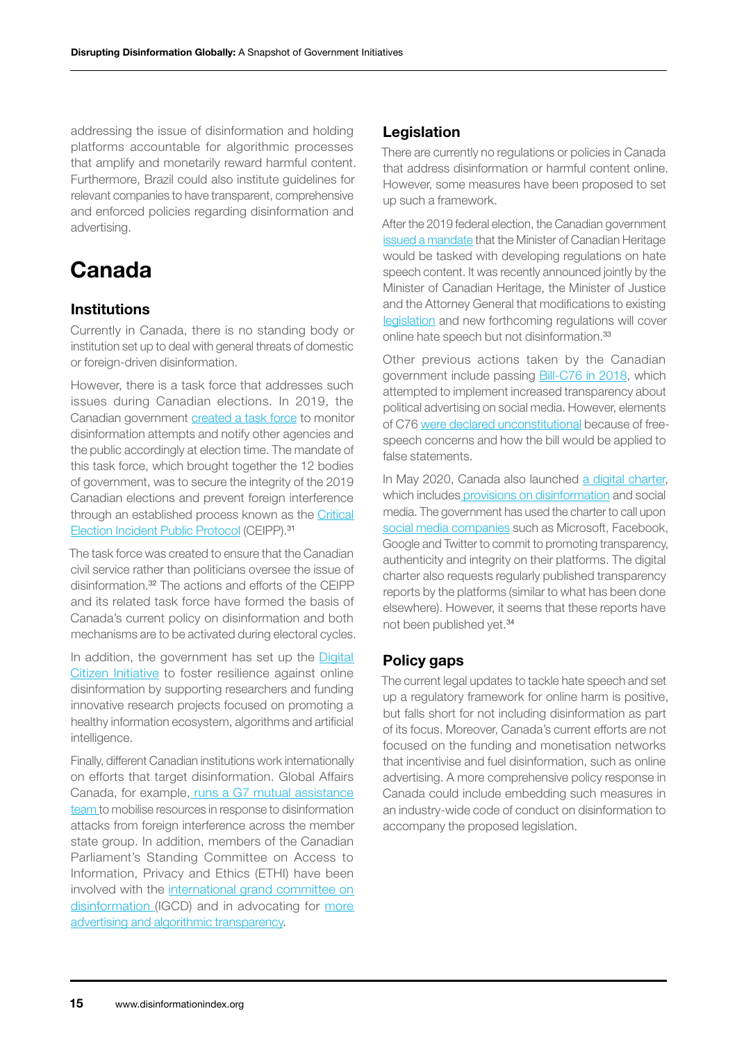addressing the issue of disinformation and holding platforms accountable for algorithmic processes that amplify and monetarily reward harmful content. Furthermore, Brazil could also institute guidelines for relevant companies to have transparent, comprehensive and enforced policies regarding disinformation and advertising.

# Canada

## Institutions

Currently in Canada, there is no standing body or institution set up to deal with general threats of domestic or foreign-driven disinformation.

However, there is a task force that addresses such issues during Canadian elections. In 2019, the Canadian government created a task force to monitor disinformation attempts and notify other agencies and the public accordingly at election time. The mandate of this task force, which brought together the 12 bodies of government, was to secure the integrity of the 2019 Canadian elections and prevent foreign interference through an established process known as the Critical Election Incident Public Protocol (CEIPP).[31]

The task force was created to ensure that the Canadian civil service rather than politicians oversee the issue of disinformation.[32] The actions and efforts of the CEIPP and its related task force have formed the basis of Canada's current policy on disinformation and both mechanisms are to be activated during electoral cycles.

In addition, the government has set up the Digital Citizen Initiative to foster resilience against online disinformation by supporting researchers and funding innovative research projects focused on promoting a healthy information ecosystem, algorithms and artificial intelligence.

Finally, different Canadian institutions work internationally on efforts that target disinformation. Global Affairs Canada, for example, runs a G7 mutual assistance team to mobilise resources in response to disinformation attacks from foreign interference across the member state group. In addition, members of the Canadian Parliament's Standing Committee on Access to Information, Privacy and Ethics (ETHI) have been involved with the international grand committee on disinformation (IGCD) and in advocating for more advertising and algorithmic transparency.

## Legislation

There are currently no regulations or policies in Canada that address disinformation or harmful content online. However, some measures have been proposed to set up such a framework.

After the 2019 federal election, the Canadian government issued a mandate that the Minister of Canadian Heritage would be tasked with developing regulations on hate speech content. It was recently announced jointly by the Minister of Canadian Heritage, the Minister of Justice and the Attorney General that modifications to existing legislation and new forthcoming regulations will cover online hate speech but not disinformation.[33]

Other previous actions taken by the Canadian government include passing Bill-C76 in 2018, which attempted to implement increased transparency about political advertising on social media. However, elements of C76 were declared unconstitutional because of free-speech concerns and how the bill would be applied to false statements.

In May 2020, Canada also launched a digital charter, which includes provisions on disinformation and social media. The government has used the charter to call upon social media companies such as Microsoft, Facebook, Google and Twitter to commit to promoting transparency, authenticity and integrity on their platforms. The digital charter also requests regularly published transparency reports by the platforms (similar to what has been done elsewhere). However, it seems that these reports have not been published yet.[34]

## Policy gaps

The current legal updates to tackle hate speech and set up a regulatory framework for online harm is positive, but falls short for not including disinformation as part of its focus. Moreover, Canada's current efforts are not focused on the funding and monetisation networks that incentivise and fuel disinformation, such as online advertising. A more comprehensive policy response in Canada could include embedding such measures in an industry-wide code of conduct on disinformation to accompany the proposed legislation.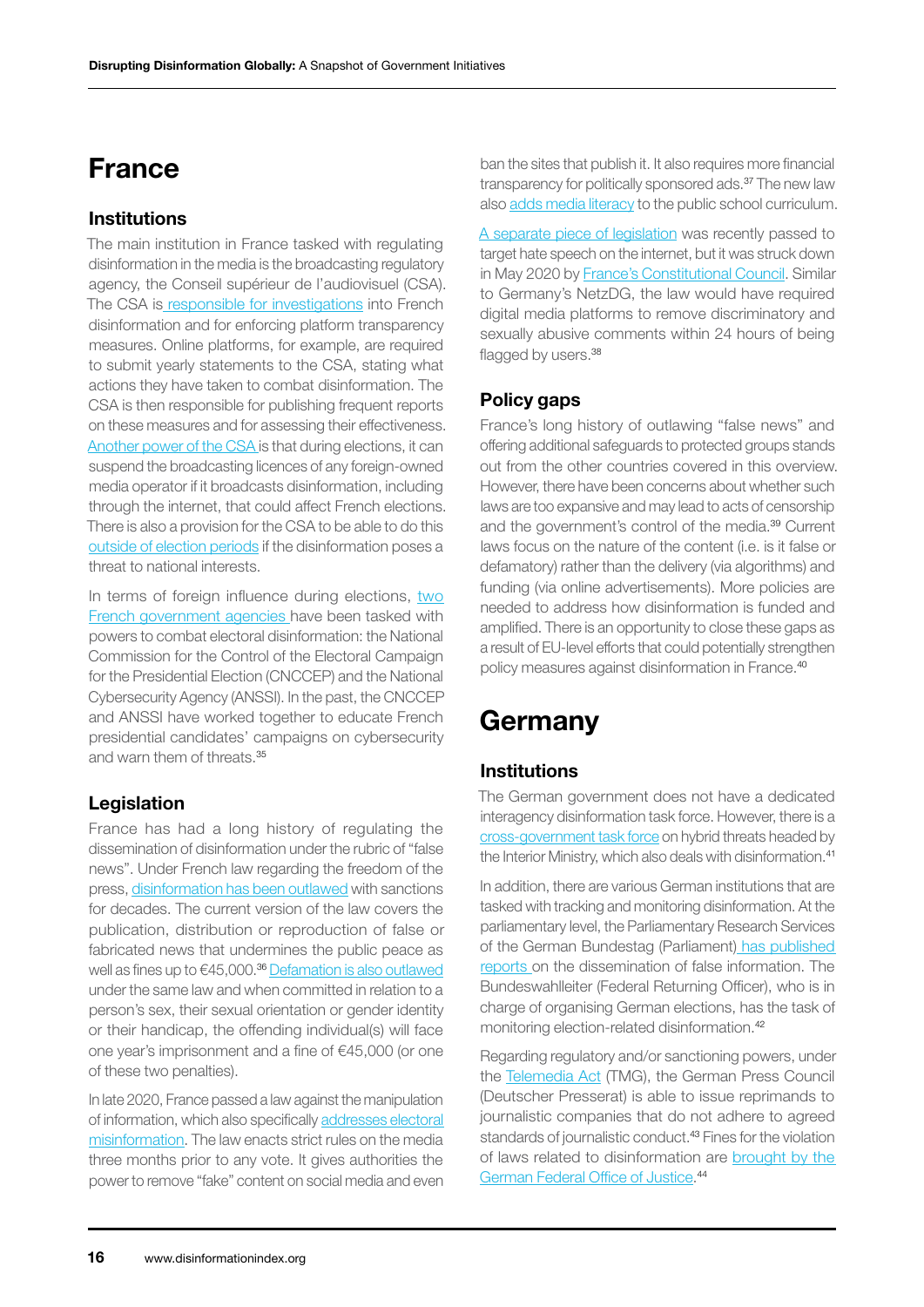# France

## Institutions

The main institution in France tasked with regulating disinformation in the media is the broadcasting regulatory agency, the Conseil supérieur de l'audiovisuel (CSA). The CSA is responsible for investigations into French disinformation and for enforcing platform transparency measures. Online platforms, for example, are required to submit yearly statements to the CSA, stating what actions they have taken to combat disinformation. The CSA is then responsible for publishing frequent reports on these measures and for assessing their effectiveness. Another power of the CSA is that during elections, it can suspend the broadcasting licences of any foreign-owned media operator if it broadcasts disinformation, including through the internet, that could affect French elections. There is also a provision for the CSA to be able to do this outside of election periods if the disinformation poses a threat to national interests.

In terms of foreign influence during elections, two French government agencies have been tasked with powers to combat electoral disinformation: the National Commission for the Control of the Electoral Campaign for the Presidential Election (CNCCEP) and the National Cybersecurity Agency (ANSSI). In the past, the CNCCEP and ANSSI have worked together to educate French presidential candidates' campaigns on cybersecurity and warn them of threats.[35]

## Legislation

France has had a long history of regulating the dissemination of disinformation under the rubric of "false news". Under French law regarding the freedom of the press, disinformation has been outlawed with sanctions for decades. The current version of the law covers the publication, distribution or reproduction of false or fabricated news that undermines the public peace as well as fines up to €45,000.[36] Defamation is also outlawed under the same law and when committed in relation to a person's sex, their sexual orientation or gender identity or their handicap, the offending individual(s) will face one year's imprisonment and a fine of €45,000 (or one of these two penalties).

In late 2020, France passed a law against the manipulation of information, which also specifically addresses electoral misinformation. The law enacts strict rules on the media three months prior to any vote. It gives authorities the power to remove "fake" content on social media and even ban the sites that publish it. It also requires more financial transparency for politically sponsored ads.[37] The new law also adds media literacy to the public school curriculum.

A separate piece of legislation was recently passed to target hate speech on the internet, but it was struck down in May 2020 by France's Constitutional Council. Similar to Germany's NetzDG, the law would have required digital media platforms to remove discriminatory and sexually abusive comments within 24 hours of being flagged by users.[38]

## Policy gaps

France's long history of outlawing "false news" and offering additional safeguards to protected groups stands out from the other countries covered in this overview. However, there have been concerns about whether such laws are too expansive and may lead to acts of censorship and the government's control of the media.[39] Current laws focus on the nature of the content (i.e. is it false or defamatory) rather than the delivery (via algorithms) and funding (via online advertisements). More policies are needed to address how disinformation is funded and amplified. There is an opportunity to close these gaps as a result of EU-level efforts that could potentially strengthen policy measures against disinformation in France.[40]

# Germany

## Institutions

The German government does not have a dedicated interagency disinformation task force. However, there is a cross-government task force on hybrid threats headed by the Interior Ministry, which also deals with disinformation.[41]

In addition, there are various German institutions that are tasked with tracking and monitoring disinformation. At the parliamentary level, the Parliamentary Research Services of the German Bundestag (Parliament) has published reports on the dissemination of false information. The Bundeswahlleiter (Federal Returning Officer), who is in charge of organising German elections, has the task of monitoring election-related disinformation.[42]

Regarding regulatory and/or sanctioning powers, under the Telemedia Act (TMG), the German Press Council (Deutscher Presserat) is able to issue reprimands to journalistic companies that do not adhere to agreed standards of journalistic conduct.[43] Fines for the violation of laws related to disinformation are brought by the German Federal Office of Justice.[44]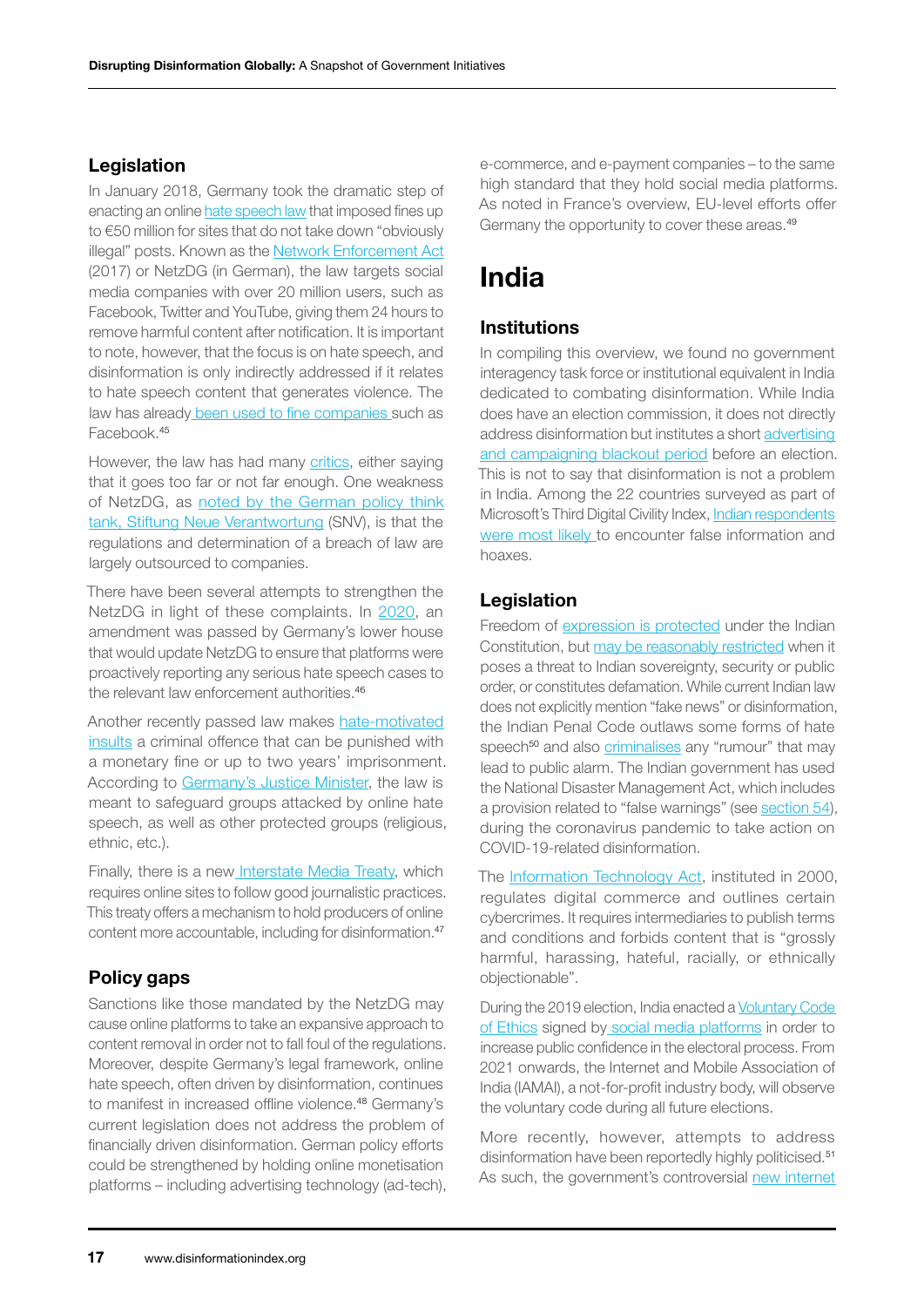## Legislation

In January 2018, Germany took the dramatic step of enacting an online hate speech law that imposed fines up to €50 million for sites that do not take down "obviously illegal" posts. Known as the Network Enforcement Act (2017) or NetzDG (in German), the law targets social media companies with over 20 million users, such as Facebook, Twitter and YouTube, giving them 24 hours to remove harmful content after notification. It is important to note, however, that the focus is on hate speech, and disinformation is only indirectly addressed if it relates to hate speech content that generates violence. The law has already been used to fine companies such as Facebook.[45]

However, the law has had many critics, either saying that it goes too far or not far enough. One weakness of NetzDG, as noted by the German policy think tank, Stiftung Neue Verantwortung (SNV), is that the regulations and determination of a breach of law are largely outsourced to companies.

There have been several attempts to strengthen the NetzDG in light of these complaints. In 2020, an amendment was passed by Germany's lower house that would update NetzDG to ensure that platforms were proactively reporting any serious hate speech cases to the relevant law enforcement authorities.[46]

Another recently passed law makes hate-motivated insults a criminal offence that can be punished with a monetary fine or up to two years' imprisonment. According to Germany's Justice Minister, the law is meant to safeguard groups attacked by online hate speech, as well as other protected groups (religious, ethnic, etc.).

Finally, there is a new Interstate Media Treaty, which requires online sites to follow good journalistic practices. This treaty offers a mechanism to hold producers of online content more accountable, including for disinformation.[47]

## Policy gaps

Sanctions like those mandated by the NetzDG may cause online platforms to take an expansive approach to content removal in order not to fall foul of the regulations. Moreover, despite Germany's legal framework, online hate speech, often driven by disinformation, continues to manifest in increased offline violence.[48] Germany's current legislation does not address the problem of financially driven disinformation. German policy efforts could be strengthened by holding online monetisation platforms – including advertising technology (ad-tech), e-commerce, and e-payment companies – to the same high standard that they hold social media platforms. As noted in France's overview, EU-level efforts offer Germany the opportunity to cover these areas.[49]

# India

## Institutions

In compiling this overview, we found no government interagency task force or institutional equivalent in India dedicated to combating disinformation. While India does have an election commission, it does not directly address disinformation but institutes a short advertising and campaigning blackout period before an election. This is not to say that disinformation is not a problem in India. Among the 22 countries surveyed as part of Microsoft's Third Digital Civility Index, Indian respondents were most likely to encounter false information and hoaxes.

## Legislation

Freedom of expression is protected under the Indian Constitution, but may be reasonably restricted when it poses a threat to Indian sovereignty, security or public order, or constitutes defamation. While current Indian law does not explicitly mention "fake news" or disinformation, the Indian Penal Code outlaws some forms of hate speech[50] and also criminalises any "rumour" that may lead to public alarm. The Indian government has used the National Disaster Management Act, which includes a provision related to "false warnings" (see section 54), during the coronavirus pandemic to take action on COVID-19-related disinformation.

The Information Technology Act, instituted in 2000, regulates digital commerce and outlines certain cybercrimes. It requires intermediaries to publish terms and conditions and forbids content that is "grossly harmful, harassing, hateful, racially, or ethnically objectionable".

During the 2019 election, India enacted a Voluntary Code of Ethics signed by social media platforms in order to increase public confidence in the electoral process. From 2021 onwards, the Internet and Mobile Association of India (IAMAI), a not-for-profit industry body, will observe the voluntary code during all future elections.

More recently, however, attempts to address disinformation have been reportedly highly politicised.[51] As such, the government's controversial new internet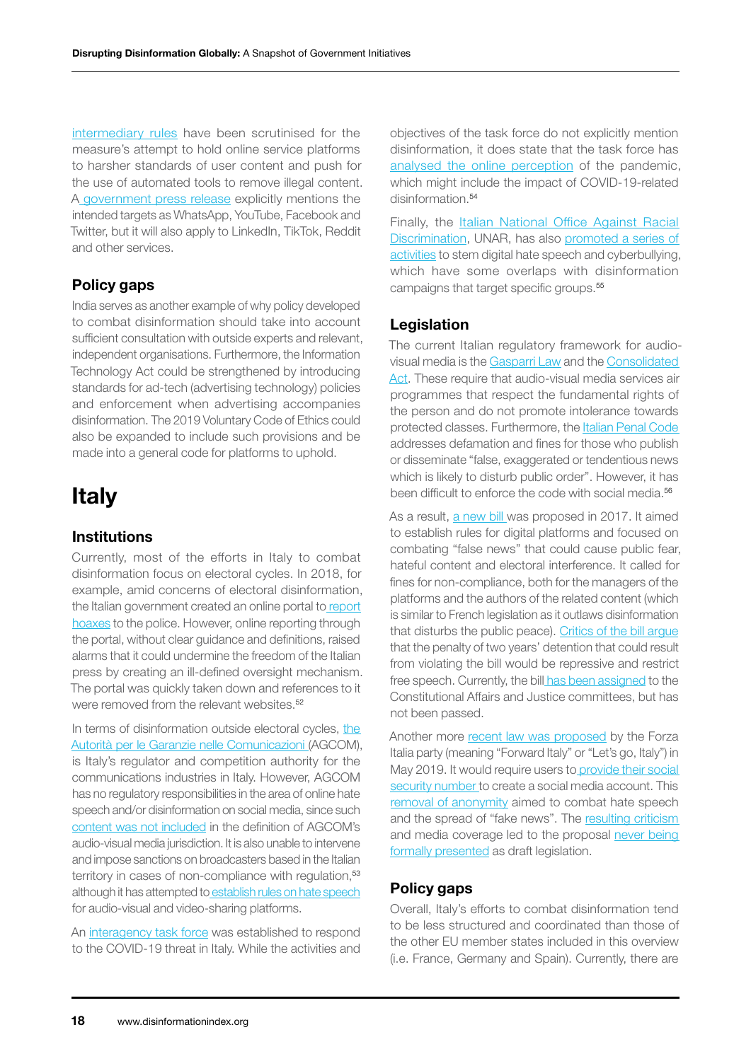intermediary rules have been scrutinised for the measure's attempt to hold online service platforms to harsher standards of user content and push for the use of automated tools to remove illegal content. A government press release explicitly mentions the intended targets as WhatsApp, YouTube, Facebook and Twitter, but it will also apply to LinkedIn, TikTok, Reddit and other services.

### Policy gaps

India serves as another example of why policy developed to combat disinformation should take into account sufficient consultation with outside experts and relevant, independent organisations. Furthermore, the Information Technology Act could be strengthened by introducing standards for ad-tech (advertising technology) policies and enforcement when advertising accompanies disinformation. The 2019 Voluntary Code of Ethics could also be expanded to include such provisions and be made into a general code for platforms to uphold.

## Italy

### Institutions

Currently, most of the efforts in Italy to combat disinformation focus on electoral cycles. In 2018, for example, amid concerns of electoral disinformation, the Italian government created an online portal to report hoaxes to the police. However, online reporting through the portal, without clear guidance and definitions, raised alarms that it could undermine the freedom of the Italian press by creating an ill-defined oversight mechanism. The portal was quickly taken down and references to it were removed from the relevant websites.[52]

In terms of disinformation outside electoral cycles, the Autorità per le Garanzie nelle Comunicazioni (AGCOM), is Italy's regulator and competition authority for the communications industries in Italy. However, AGCOM has no regulatory responsibilities in the area of online hate speech and/or disinformation on social media, since such content was not included in the definition of AGCOM's audio-visual media jurisdiction. It is also unable to intervene and impose sanctions on broadcasters based in the Italian territory in cases of non-compliance with regulation,[53] although it has attempted to establish rules on hate speech for audio-visual and video-sharing platforms.

An interagency task force was established to respond to the COVID-19 threat in Italy. While the activities and objectives of the task force do not explicitly mention disinformation, it does state that the task force has analysed the online perception of the pandemic, which might include the impact of COVID-19-related disinformation.[54]

Finally, the Italian National Office Against Racial Discrimination, UNAR, has also promoted a series of activities to stem digital hate speech and cyberbullying, which have some overlaps with disinformation campaigns that target specific groups.[55]

### Legislation

The current Italian regulatory framework for audio-visual media is the Gasparri Law and the Consolidated Act. These require that audio-visual media services air programmes that respect the fundamental rights of the person and do not promote intolerance towards protected classes. Furthermore, the Italian Penal Code addresses defamation and fines for those who publish or disseminate "false, exaggerated or tendentious news which is likely to disturb public order". However, it has been difficult to enforce the code with social media.[56]

As a result, a new bill was proposed in 2017. It aimed to establish rules for digital platforms and focused on combating "false news" that could cause public fear, hateful content and electoral interference. It called for fines for non-compliance, both for the managers of the platforms and the authors of the related content (which is similar to French legislation as it outlaws disinformation that disturbs the public peace). Critics of the bill argue that the penalty of two years' detention that could result from violating the bill would be repressive and restrict free speech. Currently, the bill has been assigned to the Constitutional Affairs and Justice committees, but has not been passed.

Another more recent law was proposed by the Forza Italia party (meaning "Forward Italy" or "Let's go, Italy") in May 2019. It would require users to provide their social security number to create a social media account. This removal of anonymity aimed to combat hate speech and the spread of "fake news". The resulting criticism and media coverage led to the proposal never being formally presented as draft legislation.

### Policy gaps

Overall, Italy's efforts to combat disinformation tend to be less structured and coordinated than those of the other EU member states included in this overview (i.e. France, Germany and Spain). Currently, there are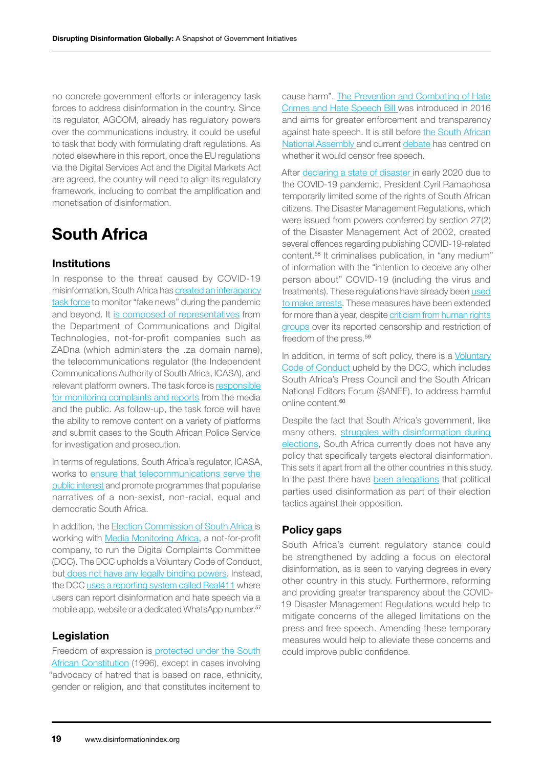no concrete government efforts or interagency task forces to address disinformation in the country. Since its regulator, AGCOM, already has regulatory powers over the communications industry, it could be useful to task that body with formulating draft regulations. As noted elsewhere in this report, once the EU regulations via the Digital Services Act and the Digital Markets Act are agreed, the country will need to align its regulatory framework, including to combat the amplification and monetisation of disinformation.

# South Africa

## Institutions

In response to the threat caused by COVID-19 misinformation, South Africa has created an interagency task force to monitor "fake news" during the pandemic and beyond. It is composed of representatives from the Department of Communications and Digital Technologies, not-for-profit companies such as ZADna (which administers the .za domain name), the telecommunications regulator (the Independent Communications Authority of South Africa, ICASA), and relevant platform owners. The task force is responsible for monitoring complaints and reports from the media and the public. As follow-up, the task force will have the ability to remove content on a variety of platforms and submit cases to the South African Police Service for investigation and prosecution.

In terms of regulations, South Africa's regulator, ICASA, works to ensure that telecommunications serve the public interest and promote programmes that popularise narratives of a non-sexist, non-racial, equal and democratic South Africa.

In addition, the Election Commission of South Africa is working with Media Monitoring Africa, a not-for-profit company, to run the Digital Complaints Committee (DCC). The DCC upholds a Voluntary Code of Conduct, but does not have any legally binding powers. Instead, the DCC uses a reporting system called Real411 where users can report disinformation and hate speech via a mobile app, website or a dedicated WhatsApp number.[57]

## Legislation

Freedom of expression is protected under the South African Constitution (1996), except in cases involving "advocacy of hatred that is based on race, ethnicity, gender or religion, and that constitutes incitement to cause harm". The Prevention and Combating of Hate Crimes and Hate Speech Bill was introduced in 2016 and aims for greater enforcement and transparency against hate speech. It is still before the South African National Assembly and current debate has centred on whether it would censor free speech.

After declaring a state of disaster in early 2020 due to the COVID-19 pandemic, President Cyril Ramaphosa temporarily limited some of the rights of South African citizens. The Disaster Management Regulations, which were issued from powers conferred by section 27(2) of the Disaster Management Act of 2002, created several offences regarding publishing COVID-19-related content.[58] It criminalises publication, in "any medium" of information with the "intention to deceive any other person about" COVID-19 (including the virus and treatments). These regulations have already been used to make arrests. These measures have been extended for more than a year, despite criticism from human rights groups over its reported censorship and restriction of freedom of the press.[59]

In addition, in terms of soft policy, there is a Voluntary Code of Conduct upheld by the DCC, which includes South Africa's Press Council and the South African National Editors Forum (SANEF), to address harmful online content.[60]

Despite the fact that South Africa's government, like many others, struggles with disinformation during elections, South Africa currently does not have any policy that specifically targets electoral disinformation. This sets it apart from all the other countries in this study. In the past there have been allegations that political parties used disinformation as part of their election tactics against their opposition.

## Policy gaps

South Africa's current regulatory stance could be strengthened by adding a focus on electoral disinformation, as is seen to varying degrees in every other country in this study. Furthermore, reforming and providing greater transparency about the COVID-19 Disaster Management Regulations would help to mitigate concerns of the alleged limitations on the press and free speech. Amending these temporary measures would help to alleviate these concerns and could improve public confidence.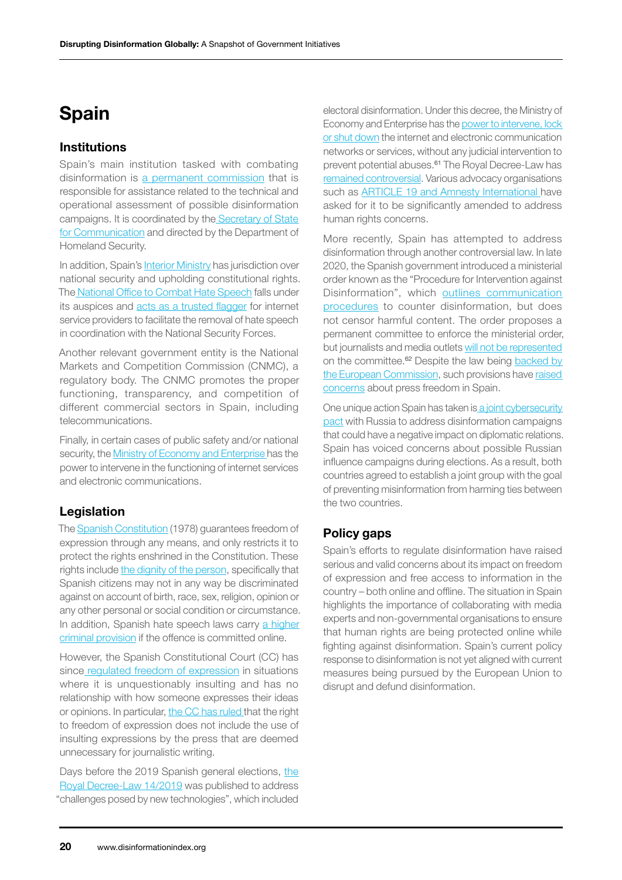# Spain

## Institutions

Spain's main institution tasked with combating disinformation is a permanent commission that is responsible for assistance related to the technical and operational assessment of possible disinformation campaigns. It is coordinated by the Secretary of State for Communication and directed by the Department of Homeland Security.

In addition, Spain's Interior Ministry has jurisdiction over national security and upholding constitutional rights. The National Office to Combat Hate Speech falls under its auspices and acts as a trusted flagger for internet service providers to facilitate the removal of hate speech in coordination with the National Security Forces.

Another relevant government entity is the National Markets and Competition Commission (CNMC), a regulatory body. The CNMC promotes the proper functioning, transparency, and competition of different commercial sectors in Spain, including telecommunications.

Finally, in certain cases of public safety and/or national security, the Ministry of Economy and Enterprise has the power to intervene in the functioning of internet services and electronic communications.

## Legislation

The Spanish Constitution (1978) guarantees freedom of expression through any means, and only restricts it to protect the rights enshrined in the Constitution. These rights include the dignity of the person, specifically that Spanish citizens may not in any way be discriminated against on account of birth, race, sex, religion, opinion or any other personal or social condition or circumstance. In addition, Spanish hate speech laws carry a higher criminal provision if the offence is committed online.

However, the Spanish Constitutional Court (CC) has since regulated freedom of expression in situations where it is unquestionably insulting and has no relationship with how someone expresses their ideas or opinions. In particular, the CC has ruled that the right to freedom of expression does not include the use of insulting expressions by the press that are deemed unnecessary for journalistic writing.

Days before the 2019 Spanish general elections, the Royal Decree-Law 14/2019 was published to address "challenges posed by new technologies", which included electoral disinformation. Under this decree, the Ministry of Economy and Enterprise has the power to intervene, lock or shut down the internet and electronic communication networks or services, without any judicial intervention to prevent potential abuses.[61] The Royal Decree-Law has remained controversial. Various advocacy organisations such as ARTICLE 19 and Amnesty International have asked for it to be significantly amended to address human rights concerns.

More recently, Spain has attempted to address disinformation through another controversial law. In late 2020, the Spanish government introduced a ministerial order known as the "Procedure for Intervention against Disinformation", which outlines communication procedures to counter disinformation, but does not censor harmful content. The order proposes a permanent committee to enforce the ministerial order, but journalists and media outlets will not be represented on the committee.[62] Despite the law being backed by the European Commission, such provisions have raised concerns about press freedom in Spain.

One unique action Spain has taken is a joint cybersecurity pact with Russia to address disinformation campaigns that could have a negative impact on diplomatic relations. Spain has voiced concerns about possible Russian influence campaigns during elections. As a result, both countries agreed to establish a joint group with the goal of preventing misinformation from harming ties between the two countries.

## Policy gaps

Spain's efforts to regulate disinformation have raised serious and valid concerns about its impact on freedom of expression and free access to information in the country – both online and offline. The situation in Spain highlights the importance of collaborating with media experts and non-governmental organisations to ensure that human rights are being protected online while fighting against disinformation. Spain's current policy response to disinformation is not yet aligned with current measures being pursued by the European Union to disrupt and defund disinformation.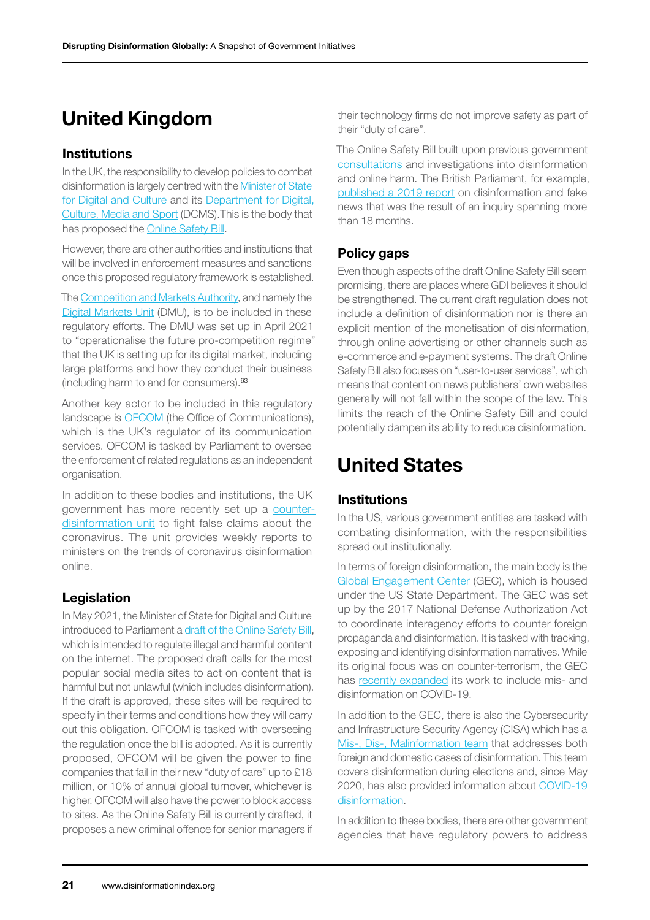# United Kingdom

## Institutions

In the UK, the responsibility to develop policies to combat disinformation is largely centred with the Minister of State for Digital and Culture and its Department for Digital, Culture, Media and Sport (DCMS).This is the body that has proposed the Online Safety Bill.

However, there are other authorities and institutions that will be involved in enforcement measures and sanctions once this proposed regulatory framework is established.

The Competition and Markets Authority, and namely the Digital Markets Unit (DMU), is to be included in these regulatory efforts. The DMU was set up in April 2021 to "operationalise the future pro-competition regime" that the UK is setting up for its digital market, including large platforms and how they conduct their business (including harm to and for consumers).[63]

Another key actor to be included in this regulatory landscape is OFCOM (the Office of Communications), which is the UK's regulator of its communication services. OFCOM is tasked by Parliament to oversee the enforcement of related regulations as an independent organisation.

In addition to these bodies and institutions, the UK government has more recently set up a counter-disinformation unit to fight false claims about the coronavirus. The unit provides weekly reports to ministers on the trends of coronavirus disinformation online.

## Legislation

In May 2021, the Minister of State for Digital and Culture introduced to Parliament a draft of the Online Safety Bill, which is intended to regulate illegal and harmful content on the internet. The proposed draft calls for the most popular social media sites to act on content that is harmful but not unlawful (which includes disinformation). If the draft is approved, these sites will be required to specify in their terms and conditions how they will carry out this obligation. OFCOM is tasked with overseeing the regulation once the bill is adopted. As it is currently proposed, OFCOM will be given the power to fine companies that fail in their new "duty of care" up to £18 million, or 10% of annual global turnover, whichever is higher. OFCOM will also have the power to block access to sites. As the Online Safety Bill is currently drafted, it proposes a new criminal offence for senior managers if their technology firms do not improve safety as part of their "duty of care".

The Online Safety Bill built upon previous government consultations and investigations into disinformation and online harm. The British Parliament, for example, published a 2019 report on disinformation and fake news that was the result of an inquiry spanning more than 18 months.

## Policy gaps

Even though aspects of the draft Online Safety Bill seem promising, there are places where GDI believes it should be strengthened. The current draft regulation does not include a definition of disinformation nor is there an explicit mention of the monetisation of disinformation, through online advertising or other channels such as e-commerce and e-payment systems. The draft Online Safety Bill also focuses on "user-to-user services", which means that content on news publishers' own websites generally will not fall within the scope of the law. This limits the reach of the Online Safety Bill and could potentially dampen its ability to reduce disinformation.

# United States

## Institutions

In the US, various government entities are tasked with combating disinformation, with the responsibilities spread out institutionally.

In terms of foreign disinformation, the main body is the Global Engagement Center (GEC), which is housed under the US State Department. The GEC was set up by the 2017 National Defense Authorization Act to coordinate interagency efforts to counter foreign propaganda and disinformation. It is tasked with tracking, exposing and identifying disinformation narratives. While its original focus was on counter-terrorism, the GEC has recently expanded its work to include mis- and disinformation on COVID-19.

In addition to the GEC, there is also the Cybersecurity and Infrastructure Security Agency (CISA) which has a Mis-, Dis-, Malinformation team that addresses both foreign and domestic cases of disinformation. This team covers disinformation during elections and, since May 2020, has also provided information about COVID-19 disinformation.

In addition to these bodies, there are other government agencies that have regulatory powers to address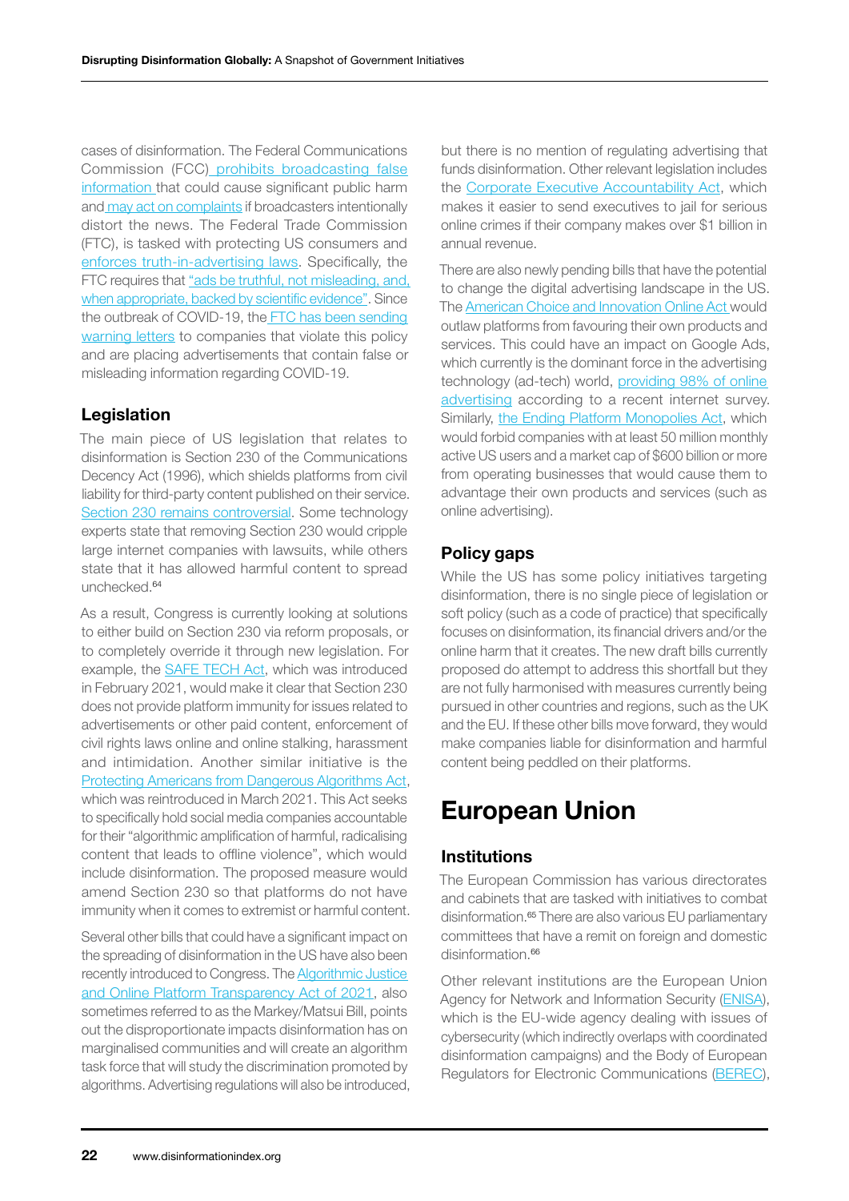cases of disinformation. The Federal Communications Commission (FCC) prohibits broadcasting false information that could cause significant public harm and may act on complaints if broadcasters intentionally distort the news. The Federal Trade Commission (FTC), is tasked with protecting US consumers and enforces truth-in-advertising laws. Specifically, the FTC requires that "ads be truthful, not misleading, and, when appropriate, backed by scientific evidence". Since the outbreak of COVID-19, the FTC has been sending warning letters to companies that violate this policy and are placing advertisements that contain false or misleading information regarding COVID-19.

### Legislation

The main piece of US legislation that relates to disinformation is Section 230 of the Communications Decency Act (1996), which shields platforms from civil liability for third-party content published on their service. Section 230 remains controversial. Some technology experts state that removing Section 230 would cripple large internet companies with lawsuits, while others state that it has allowed harmful content to spread unchecked.[64]

As a result, Congress is currently looking at solutions to either build on Section 230 via reform proposals, or to completely override it through new legislation. For example, the SAFE TECH Act, which was introduced in February 2021, would make it clear that Section 230 does not provide platform immunity for issues related to advertisements or other paid content, enforcement of civil rights laws online and online stalking, harassment and intimidation. Another similar initiative is the Protecting Americans from Dangerous Algorithms Act, which was reintroduced in March 2021. This Act seeks to specifically hold social media companies accountable for their "algorithmic amplification of harmful, radicalising content that leads to offline violence", which would include disinformation. The proposed measure would amend Section 230 so that platforms do not have immunity when it comes to extremist or harmful content.

Several other bills that could have a significant impact on the spreading of disinformation in the US have also been recently introduced to Congress. The Algorithmic Justice and Online Platform Transparency Act of 2021, also sometimes referred to as the Markey/Matsui Bill, points out the disproportionate impacts disinformation has on marginalised communities and will create an algorithm task force that will study the discrimination promoted by algorithms. Advertising regulations will also be introduced, but there is no mention of regulating advertising that funds disinformation. Other relevant legislation includes the Corporate Executive Accountability Act, which makes it easier to send executives to jail for serious online crimes if their company makes over $1 billion in annual revenue.

There are also newly pending bills that have the potential to change the digital advertising landscape in the US. The American Choice and Innovation Online Act would outlaw platforms from favouring their own products and services. This could have an impact on Google Ads, which currently is the dominant force in the advertising technology (ad-tech) world, providing 98% of online advertising according to a recent internet survey. Similarly, the Ending Platform Monopolies Act, which would forbid companies with at least 50 million monthly active US users and a market cap of $600 billion or more from operating businesses that would cause them to advantage their own products and services (such as online advertising).

### Policy gaps

While the US has some policy initiatives targeting disinformation, there is no single piece of legislation or soft policy (such as a code of practice) that specifically focuses on disinformation, its financial drivers and/or the online harm that it creates. The new draft bills currently proposed do attempt to address this shortfall but they are not fully harmonised with measures currently being pursued in other countries and regions, such as the UK and the EU. If these other bills move forward, they would make companies liable for disinformation and harmful content being peddled on their platforms.

## European Union

### Institutions

The European Commission has various directorates and cabinets that are tasked with initiatives to combat disinformation.[65] There are also various EU parliamentary committees that have a remit on foreign and domestic disinformation.[66]

Other relevant institutions are the European Union Agency for Network and Information Security (ENISA), which is the EU-wide agency dealing with issues of cybersecurity (which indirectly overlaps with coordinated disinformation campaigns) and the Body of European Regulators for Electronic Communications (BEREC),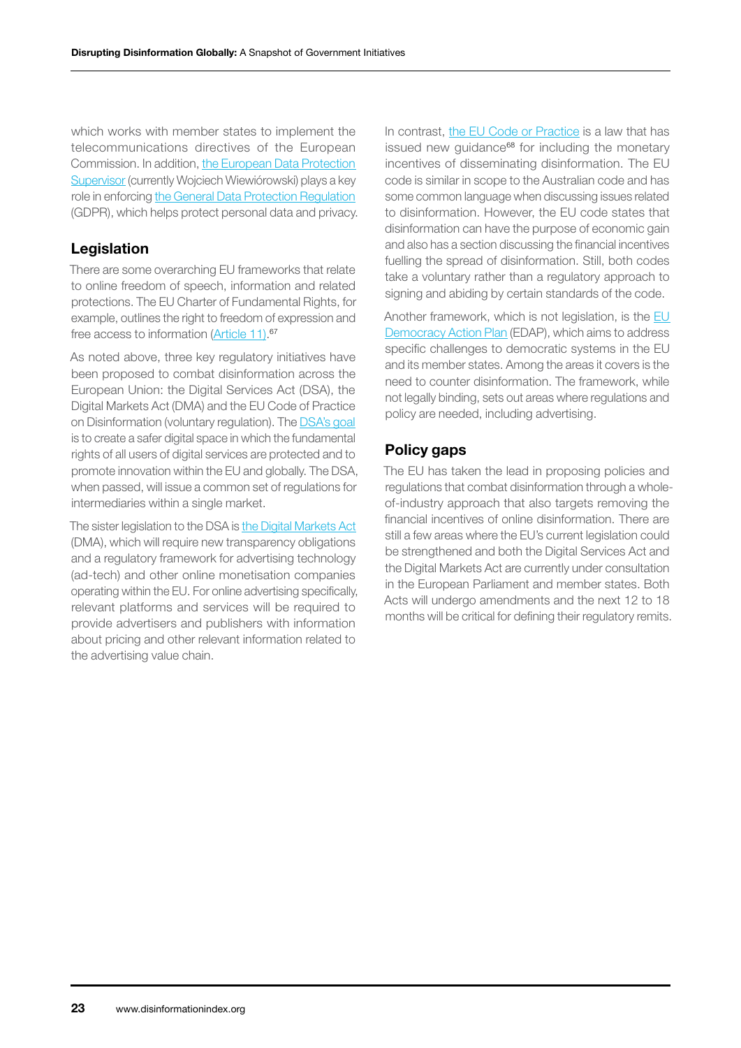which works with member states to implement the telecommunications directives of the European Commission. In addition, the European Data Protection Supervisor (currently Wojciech Wiewiórowski) plays a key role in enforcing the General Data Protection Regulation (GDPR), which helps protect personal data and privacy.

## Legislation

There are some overarching EU frameworks that relate to online freedom of speech, information and related protections. The EU Charter of Fundamental Rights, for example, outlines the right to freedom of expression and free access to information (Article 11).[67]

As noted above, three key regulatory initiatives have been proposed to combat disinformation across the European Union: the Digital Services Act (DSA), the Digital Markets Act (DMA) and the EU Code of Practice on Disinformation (voluntary regulation). The DSA's goal is to create a safer digital space in which the fundamental rights of all users of digital services are protected and to promote innovation within the EU and globally. The DSA, when passed, will issue a common set of regulations for intermediaries within a single market.

The sister legislation to the DSA is the Digital Markets Act (DMA), which will require new transparency obligations and a regulatory framework for advertising technology (ad-tech) and other online monetisation companies operating within the EU. For online advertising specifically, relevant platforms and services will be required to provide advertisers and publishers with information about pricing and other relevant information related to the advertising value chain.

In contrast, the EU Code or Practice is a law that has issued new guidance[68] for including the monetary incentives of disseminating disinformation. The EU code is similar in scope to the Australian code and has some common language when discussing issues related to disinformation. However, the EU code states that disinformation can have the purpose of economic gain and also has a section discussing the financial incentives fuelling the spread of disinformation. Still, both codes take a voluntary rather than a regulatory approach to signing and abiding by certain standards of the code.

Another framework, which is not legislation, is the EU Democracy Action Plan (EDAP), which aims to address specific challenges to democratic systems in the EU and its member states. Among the areas it covers is the need to counter disinformation. The framework, while not legally binding, sets out areas where regulations and policy are needed, including advertising.

## Policy gaps

The EU has taken the lead in proposing policies and regulations that combat disinformation through a whole-of-industry approach that also targets removing the financial incentives of online disinformation. There are still a few areas where the EU's current legislation could be strengthened and both the Digital Services Act and the Digital Markets Act are currently under consultation in the European Parliament and member states. Both Acts will undergo amendments and the next 12 to 18 months will be critical for defining their regulatory remits.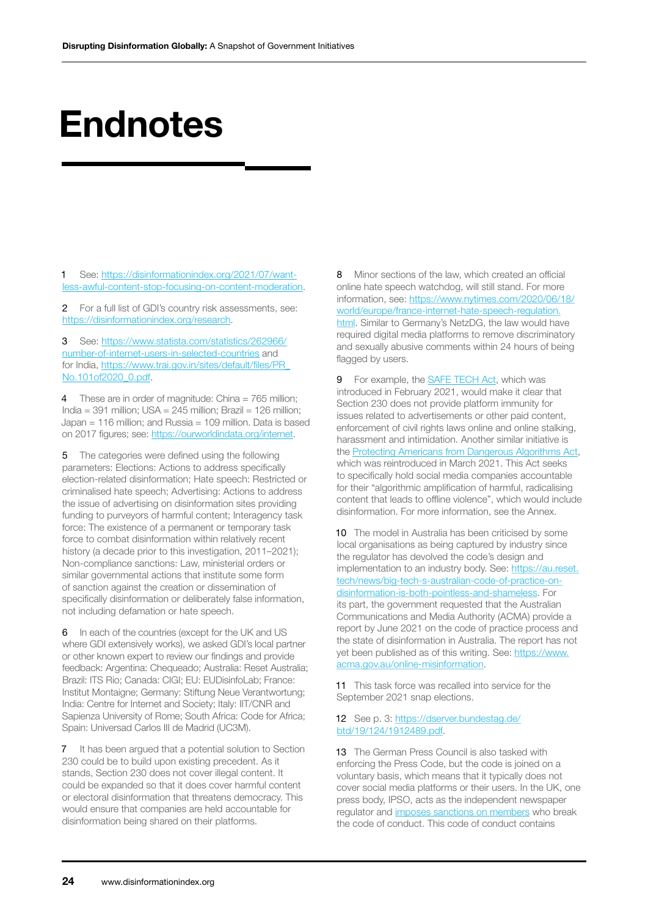# Endnotes

1 See: [https://disinformationindex.org/2021/07/want-less-awful-content-stop-focusing-on-content-moderation](https://disinformationindex.org/2021/07/want-less-awful-content-stop-focusing-on-content-moderation).

2 For a full list of GDI's country risk assessments, see: [https://disinformationindex.org/research](https://disinformationindex.org/research).

3 See: [https://www.statista.com/statistics/262966/number-of-internet-users-in-selected-countries](https://www.statista.com/statistics/262966/number-of-internet-users-in-selected-countries) and for India, [https://www.trai.gov.in/sites/default/files/PR_No.101of2020_0.pdf](https://www.trai.gov.in/sites/default/files/PR_No.101of2020_0.pdf).

4 These are in order of magnitude: China = 765 million; India = 391 million; USA = 245 million; Brazil = 126 million; Japan = 116 million; and Russia = 109 million. Data is based on 2017 figures; see: [https://ourworldindata.org/internet](https://ourworldindata.org/internet).

5 The categories were defined using the following parameters: Elections: Actions to address specifically election-related disinformation; Hate speech: Restricted or criminalised hate speech; Advertising: Actions to address the issue of advertising on disinformation sites providing funding to purveyors of harmful content; Interagency task force: The existence of a permanent or temporary task force to combat disinformation within relatively recent history (a decade prior to this investigation, 2011–2021); Non-compliance sanctions: Law, ministerial orders or similar governmental actions that institute some form of sanction against the creation or dissemination of specifically disinformation or deliberately false information, not including defamation or hate speech.

6 In each of the countries (except for the UK and US where GDI extensively works), we asked GDI's local partner or other known expert to review our findings and provide feedback: Argentina: Chequeado; Australia: Reset Australia; Brazil: ITS Rio; Canada: CIGI; EU: EUDisinfoLab; France: Institut Montaigne; Germany: Stiftung Neue Verantwortung; India: Centre for Internet and Society; Italy: IIT/CNR and Sapienza University of Rome; South Africa: Code for Africa; Spain: Universad Carlos III de Madrid (UC3M).

7 It has been argued that a potential solution to Section 230 could be to build upon existing precedent. As it stands, Section 230 does not cover illegal content. It could be expanded so that it does cover harmful content or electoral disinformation that threatens democracy. This would ensure that companies are held accountable for disinformation being shared on their platforms.

8 Minor sections of the law, which created an official online hate speech watchdog, will still stand. For more information, see: [https://www.nytimes.com/2020/06/18/world/europe/france-internet-hate-speech-regulation.html](https://www.nytimes.com/2020/06/18/world/europe/france-internet-hate-speech-regulation.html). Similar to Germany's NetzDG, the law would have required digital media platforms to remove discriminatory and sexually abusive comments within 24 hours of being flagged by users.

9 For example, the SAFE TECH Act, which was introduced in February 2021, would make it clear that Section 230 does not provide platform immunity for issues related to advertisements or other paid content, enforcement of civil rights laws online and online stalking, harassment and intimidation. Another similar initiative is the Protecting Americans from Dangerous Algorithms Act, which was reintroduced in March 2021. This Act seeks to specifically hold social media companies accountable for their "algorithmic amplification of harmful, radicalising content that leads to offline violence", which would include disinformation. For more information, see the Annex.

10 The model in Australia has been criticised by some local organisations as being captured by industry since the regulator has devolved the code's design and implementation to an industry body. See: [https://au.reset.tech/news/big-tech-s-australian-code-of-practice-on-disinformation-is-both-pointless-and-shameless](https://au.reset.tech/news/big-tech-s-australian-code-of-practice-on-disinformation-is-both-pointless-and-shameless). For its part, the government requested that the Australian Communications and Media Authority (ACMA) provide a report by June 2021 on the code of practice process and the state of disinformation in Australia. The report has not yet been published as of this writing. See: [https://www.acma.gov.au/online-misinformation](https://www.acma.gov.au/online-misinformation).

11 This task force was recalled into service for the September 2021 snap elections.

12 See p. 3: [https://dserver.bundestag.de/btd/19/124/1912489.pdf](https://dserver.bundestag.de/btd/19/124/1912489.pdf).

13 The German Press Council is also tasked with enforcing the Press Code, but the code is joined on a voluntary basis, which means that it typically does not cover social media platforms or their users. In the UK, one press body, IPSO, acts as the independent newspaper regulator and imposes sanctions on members who break the code of conduct. This code of conduct contains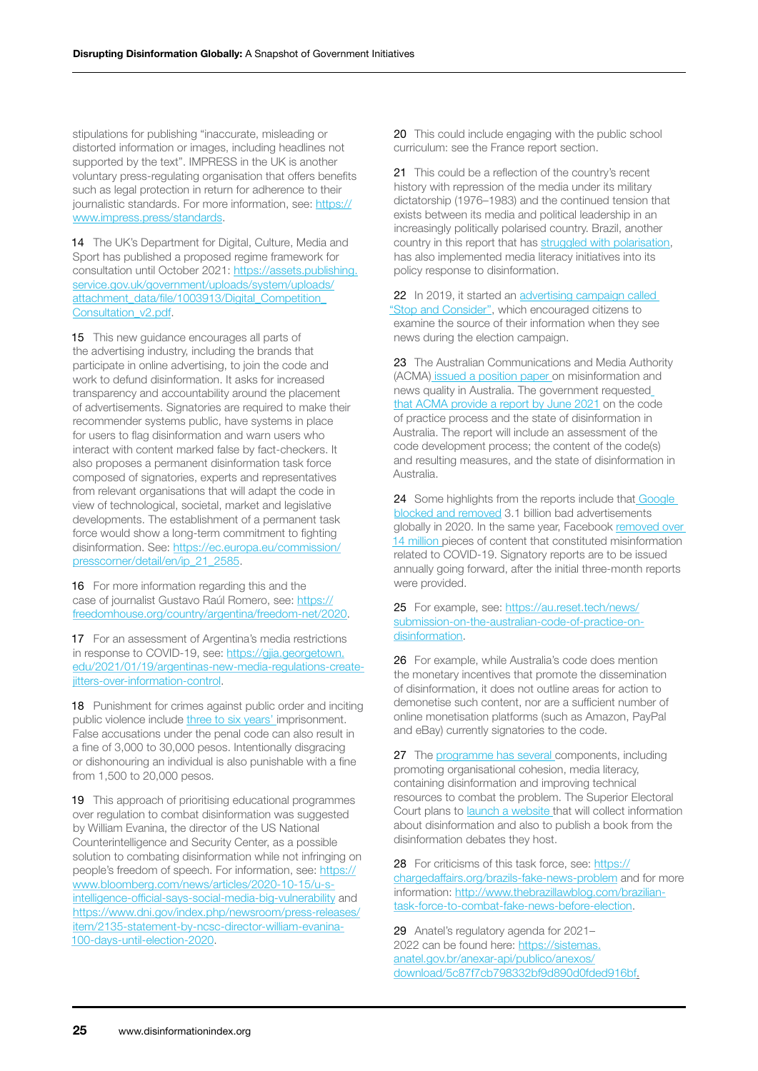stipulations for publishing "inaccurate, misleading or distorted information or images, including headlines not supported by the text". IMPRESS in the UK is another voluntary press-regulating organisation that offers benefits such as legal protection in return for adherence to their journalistic standards. For more information, see: https://www.impress.press/standards.

14 The UK's Department for Digital, Culture, Media and Sport has published a proposed regime framework for consultation until October 2021: https://assets.publishing.service.gov.uk/government/uploads/system/uploads/attachment_data/file/1003913/Digital_Competition_Consultation_v2.pdf.

15 This new guidance encourages all parts of the advertising industry, including the brands that participate in online advertising, to join the code and work to defund disinformation. It asks for increased transparency and accountability around the placement of advertisements. Signatories are required to make their recommender systems public, have systems in place for users to flag disinformation and warn users who interact with content marked false by fact-checkers. It also proposes a permanent disinformation task force composed of signatories, experts and representatives from relevant organisations that will adapt the code in view of technological, societal, market and legislative developments. The establishment of a permanent task force would show a long-term commitment to fighting disinformation. See: https://ec.europa.eu/commission/presscorner/detail/en/ip_21_2585.

16 For more information regarding this and the case of journalist Gustavo Raúl Romero, see: https://freedomhouse.org/country/argentina/freedom-net/2020.

17 For an assessment of Argentina's media restrictions in response to COVID-19, see: https://gjia.georgetown.edu/2021/01/19/argentinas-new-media-regulations-create-jitters-over-information-control.

18 Punishment for crimes against public order and inciting public violence include three to six years' imprisonment. False accusations under the penal code can also result in a fine of 3,000 to 30,000 pesos. Intentionally disgracing or dishonouring an individual is also punishable with a fine from 1,500 to 20,000 pesos.

19 This approach of prioritising educational programmes over regulation to combat disinformation was suggested by William Evanina, the director of the US National Counterintelligence and Security Center, as a possible solution to combating disinformation while not infringing on people's freedom of speech. For information, see: https://www.bloomberg.com/news/articles/2020-10-15/u-s-intelligence-official-says-social-media-big-vulnerability and https://www.dni.gov/index.php/newsroom/press-releases/item/2135-statement-by-ncsc-director-william-evanina-100-days-until-election-2020.

20 This could include engaging with the public school curriculum: see the France report section.

21 This could be a reflection of the country's recent history with repression of the media under its military dictatorship (1976–1983) and the continued tension that exists between its media and political leadership in an increasingly politically polarised country. Brazil, another country in this report that has struggled with polarisation, has also implemented media literacy initiatives into its policy response to disinformation.

22 In 2019, it started an advertising campaign called "Stop and Consider", which encouraged citizens to examine the source of their information when they see news during the election campaign.

23 The Australian Communications and Media Authority (ACMA) issued a position paper on misinformation and news quality in Australia. The government requested that ACMA provide a report by June 2021 on the code of practice process and the state of disinformation in Australia. The report will include an assessment of the code development process; the content of the code(s) and resulting measures, and the state of disinformation in Australia.

24 Some highlights from the reports include that Google blocked and removed 3.1 billion bad advertisements globally in 2020. In the same year, Facebook removed over 14 million pieces of content that constituted misinformation related to COVID-19. Signatory reports are to be issued annually going forward, after the initial three-month reports were provided.

25 For example, see: https://au.reset.tech/news/submission-on-the-australian-code-of-practice-on-disinformation.

26 For example, while Australia's code does mention the monetary incentives that promote the dissemination of disinformation, it does not outline areas for action to demonetise such content, nor are a sufficient number of online monetisation platforms (such as Amazon, PayPal and eBay) currently signatories to the code.

27 The programme has several components, including promoting organisational cohesion, media literacy, containing disinformation and improving technical resources to combat the problem. The Superior Electoral Court plans to launch a website that will collect information about disinformation and also to publish a book from the disinformation debates they host.

28 For criticisms of this task force, see: https://chargedaffairs.org/brazils-fake-news-problem and for more information: http://www.thebrazillawblog.com/brazilian-task-force-to-combat-fake-news-before-election.

29 Anatel's regulatory agenda for 2021–2022 can be found here: https://sistemas.anatel.gov.br/anexar-api/publico/anexos/download/5c87f7cb798332bf9d890d0fded916bf.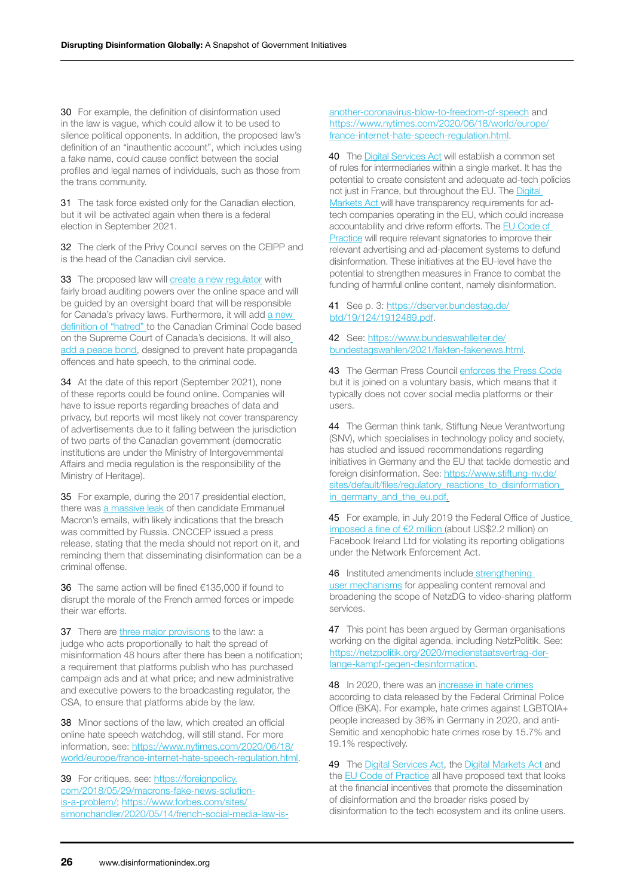30 For example, the definition of disinformation used in the law is vague, which could allow it to be used to silence political opponents. In addition, the proposed law's definition of an "inauthentic account", which includes using a fake name, could cause conflict between the social profiles and legal names of individuals, such as those from the trans community.

31 The task force existed only for the Canadian election, but it will be activated again when there is a federal election in September 2021.

32 The clerk of the Privy Council serves on the CEIPP and is the head of the Canadian civil service.

33 The proposed law will create a new regulator with fairly broad auditing powers over the online space and will be guided by an oversight board that will be responsible for Canada's privacy laws. Furthermore, it will add a new definition of "hatred" to the Canadian Criminal Code based on the Supreme Court of Canada's decisions. It will also add a peace bond, designed to prevent hate propaganda offences and hate speech, to the criminal code.

34 At the date of this report (September 2021), none of these reports could be found online. Companies will have to issue reports regarding breaches of data and privacy, but reports will most likely not cover transparency of advertisements due to it falling between the jurisdiction of two parts of the Canadian government (democratic institutions are under the Ministry of Intergovernmental Affairs and media regulation is the responsibility of the Ministry of Heritage).

35 For example, during the 2017 presidential election, there was a massive leak of then candidate Emmanuel Macron's emails, with likely indications that the breach was committed by Russia. CNCCEP issued a press release, stating that the media should not report on it, and reminding them that disseminating disinformation can be a criminal offense.

36 The same action will be fined €135,000 if found to disrupt the morale of the French armed forces or impede their war efforts.

37 There are three major provisions to the law: a judge who acts proportionally to halt the spread of misinformation 48 hours after there has been a notification; a requirement that platforms publish who has purchased campaign ads and at what price; and new administrative and executive powers to the broadcasting regulator, the CSA, to ensure that platforms abide by the law.

38 Minor sections of the law, which created an official online hate speech watchdog, will still stand. For more information, see: https://www.nytimes.com/2020/06/18/world/europe/france-internet-hate-speech-regulation.html.

39 For critiques, see: https://foreignpolicy.com/2018/05/29/macrons-fake-news-solution-is-a-problem/; https://www.forbes.com/sites/simonchandler/2020/05/14/french-social-media-law-is-another-coronavirus-blow-to-freedom-of-speech and https://www.nytimes.com/2020/06/18/world/europe/france-internet-hate-speech-regulation.html.

40 The Digital Services Act will establish a common set of rules for intermediaries within a single market. It has the potential to create consistent and adequate ad-tech policies not just in France, but throughout the EU. The Digital Markets Act will have transparency requirements for ad-tech companies operating in the EU, which could increase accountability and drive reform efforts. The EU Code of Practice will require relevant signatories to improve their relevant advertising and ad-placement systems to defund disinformation. These initiatives at the EU-level have the potential to strengthen measures in France to combat the funding of harmful online content, namely disinformation.

41 See p. 3: https://dserver.bundestag.de/btd/19/124/1912489.pdf.

42 See: https://www.bundeswahlleiter.de/bundestagswahlen/2021/fakten-fakenews.html.

43 The German Press Council enforces the Press Code but it is joined on a voluntary basis, which means that it typically does not cover social media platforms or their users.

44 The German think tank, Stiftung Neue Verantwortung (SNV), which specialises in technology policy and society, has studied and issued recommendations regarding initiatives in Germany and the EU that tackle domestic and foreign disinformation. See: https://www.stiftung-nv.de/sites/default/files/regulatory_reactions_to_disinformation_in_germany_and_the_eu.pdf.

45 For example, in July 2019 the Federal Office of Justice imposed a fine of €2 million (about US$2.2 million) on Facebook Ireland Ltd for violating its reporting obligations under the Network Enforcement Act.

46 Instituted amendments include strengthening user mechanisms for appealing content removal and broadening the scope of NetzDG to video-sharing platform services.

47 This point has been argued by German organisations working on the digital agenda, including NetzPolitik. See: https://netzpolitik.org/2020/medienstaatsvertrag-der-lange-kampf-gegen-desinformation.

48 In 2020, there was an increase in hate crimes according to data released by the Federal Criminal Police Office (BKA). For example, hate crimes against LGBTQIA+ people increased by 36% in Germany in 2020, and anti-Semitic and xenophobic hate crimes rose by 15.7% and 19.1% respectively.

49 The Digital Services Act, the Digital Markets Act and the EU Code of Practice all have proposed text that looks at the financial incentives that promote the dissemination of disinformation and the broader risks posed by disinformation to the tech ecosystem and its online users.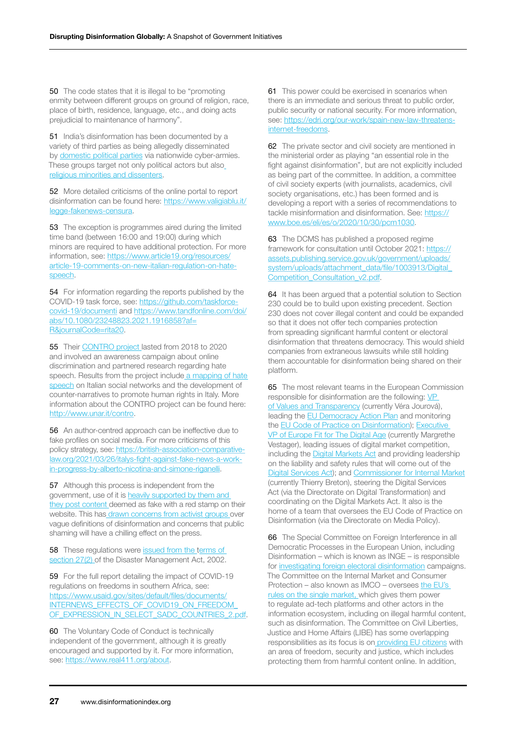50 The code states that it is illegal to be "promoting enmity between different groups on ground of religion, race, place of birth, residence, language, etc., and doing acts prejudicial to maintenance of harmony".

51 India's disinformation has been documented by a variety of third parties as being allegedly disseminated by domestic political parties via nationwide cyber-armies. These groups target not only political actors but also religious minorities and dissenters.

52 More detailed criticisms of the online portal to report disinformation can be found here: https://www.valigiablu.it/legge-fakenews-censura.

53 The exception is programmes aired during the limited time band (between 16:00 and 19:00) during which minors are required to have additional protection. For more information, see: https://www.article19.org/resources/article-19-comments-on-new-italian-regulation-on-hate-speech.

54 For information regarding the reports published by the COVID-19 task force, see: https://github.com/taskforce-covid-19/documenti and https://www.tandfonline.com/doi/abs/10.1080/23248823.2021.1916858?af=R&journalCode=rita20.

55 Their CONTRO project lasted from 2018 to 2020 and involved an awareness campaign about online discrimination and partnered research regarding hate speech. Results from the project include a mapping of hate speech on Italian social networks and the development of counter-narratives to promote human rights in Italy. More information about the CONTRO project can be found here: http://www.unar.it/contro.

56 An author-centred approach can be ineffective due to fake profiles on social media. For more criticisms of this policy strategy, see: https://british-association-comparative-law.org/2021/03/26/italys-fight-against-fake-news-a-work-in-progress-by-alberto-nicotina-and-simone-riganelli.

57 Although this process is independent from the government, use of it is heavily supported by them and they post content deemed as fake with a red stamp on their website. This has drawn concerns from activist groups over vague definitions of disinformation and concerns that public shaming will have a chilling effect on the press.

58 These regulations were issued from the terms of section 27(2) of the Disaster Management Act, 2002.

59 For the full report detailing the impact of COVID-19 regulations on freedoms in southern Africa, see: https://www.usaid.gov/sites/default/files/documents/INTERNEWS_EFFECTS_OF_COVID19_ON_FREEDOM_OF_EXPRESSION_IN_SELECT_SADC_COUNTRIES_2.pdf.

60 The Voluntary Code of Conduct is technically independent of the government, although it is greatly encouraged and supported by it. For more information, see: https://www.real411.org/about.

61 This power could be exercised in scenarios when there is an immediate and serious threat to public order, public security or national security. For more information, see: https://edri.org/our-work/spain-new-law-threatens-internet-freedoms.

62 The private sector and civil society are mentioned in the ministerial order as playing "an essential role in the fight against disinformation", but are not explicitly included as being part of the committee. In addition, a committee of civil society experts (with journalists, academics, civil society organisations, etc.) has been formed and is developing a report with a series of recommendations to tackle misinformation and disinformation. See: https://www.boe.es/eli/es/o/2020/10/30/pcm1030.

63 The DCMS has published a proposed regime framework for consultation until October 2021: https://assets.publishing.service.gov.uk/government/uploads/system/uploads/attachment_data/file/1003913/Digital_Competition_Consultation_v2.pdf.

64 It has been argued that a potential solution to Section 230 could be to build upon existing precedent. Section 230 does not cover illegal content and could be expanded so that it does not offer tech companies protection from spreading significant harmful content or electoral disinformation that threatens democracy. This would shield companies from extraneous lawsuits while still holding them accountable for disinformation being shared on their platform.

65 The most relevant teams in the European Commission responsible for disinformation are the following: VP of Values and Transparency (currently Véra Jourová), leading the EU Democracy Action Plan and monitoring the EU Code of Practice on Disinformation); Executive VP of Europe Fit for The Digital Age (currently Margrethe Vestager), leading issues of digital market competition, including the Digital Markets Act and providing leadership on the liability and safety rules that will come out of the Digital Services Act); and Commissioner for Internal Market (currently Thierry Breton), steering the Digital Services Act (via the Directorate on Digital Transformation) and coordinating on the Digital Markets Act. It also is the home of a team that oversees the EU Code of Practice on Disinformation (via the Directorate on Media Policy).

66 The Special Committee on Foreign Interference in all Democratic Processes in the European Union, including Disinformation – which is known as INGE – is responsible for investigating foreign electoral disinformation campaigns. The Committee on the Internal Market and Consumer Protection – also known as IMCO – oversees the EU's rules on the single market, which gives them power to regulate ad-tech platforms and other actors in the information ecosystem, including on illegal harmful content, such as disinformation. The Committee on Civil Liberties, Justice and Home Affairs (LIBE) has some overlapping responsibilities as its focus is on providing EU citizens with an area of freedom, security and justice, which includes protecting them from harmful content online. In addition,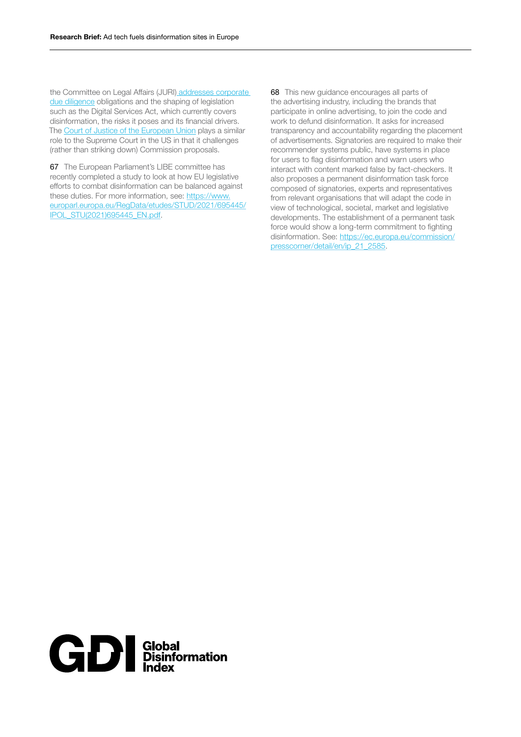the Committee on Legal Affairs (JURI) addresses corporate due diligence obligations and the shaping of legislation such as the Digital Services Act, which currently covers disinformation, the risks it poses and its financial drivers. The Court of Justice of the European Union plays a similar role to the Supreme Court in the US in that it challenges (rather than striking down) Commission proposals.

67 The European Parliament's LIBE committee has recently completed a study to look at how EU legislative efforts to combat disinformation can be balanced against these duties. For more information, see: https://www.europarl.europa.eu/RegData/etudes/STUD/2021/695445/IPOL_STU(2021)695445_EN.pdf.

68 This new guidance encourages all parts of the advertising industry, including the brands that participate in online advertising, to join the code and work to defund disinformation. It asks for increased transparency and accountability regarding the placement of advertisements. Signatories are required to make their recommender systems public, have systems in place for users to flag disinformation and warn users who interact with content marked false by fact-checkers. It also proposes a permanent disinformation task force composed of signatories, experts and representatives from relevant organisations that will adapt the code in view of technological, societal, market and legislative developments. The establishment of a permanent task force would show a long-term commitment to fighting disinformation. See: https://ec.europa.eu/commission/presscorner/detail/en/ip_21_2585.

GDI Global Disinformation Index